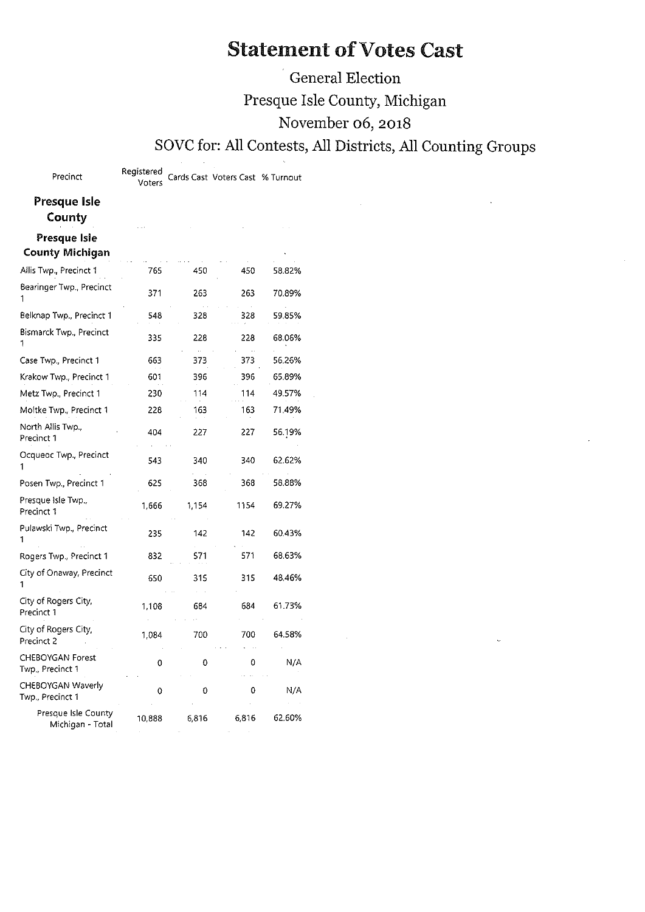# Statement of Votes Cast

## General Election

## Presque Isle County, Michigan

## November 06, 2018

## SOVC for: All Contests, All Districts, All Counting Groups

| Precinct | Registered Voters | Cards Cast | Voters Cast | % Turnout |
|---|---|---|---|---|
| **Presque Isle County** | | | | |
| **Presque Isle County Michigan** | | | | |
| Allis Twp., Precinct 1 | 765 | 450 | 450 | 58.82% |
| Bearinger Twp., Precinct 1 | 371 | 263 | 263 | 70.89% |
| Belknap Twp., Precinct 1 | 548 | 328 | 328 | 59.85% |
| Bismarck Twp., Precinct 1 | 335 | 228 | 228 | 68.06% |
| Case Twp., Precinct 1 | 663 | 373 | 373 | 56.26% |
| Krakow Twp., Precinct 1 | 601 | 396 | 396 | 65.89% |
| Metz Twp., Precinct 1 | 230 | 114 | 114 | 49.57% |
| Moltke Twp., Precinct 1 | 228 | 163 | 163 | 71.49% |
| North Allis Twp., Precinct 1 | 404 | 227 | 227 | 56.19% |
| Ocqueoc Twp., Precinct 1 | 543 | 340 | 340 | 62.62% |
| Posen Twp., Precinct 1 | 625 | 368 | 368 | 58.88% |
| Presque Isle Twp., Precinct 1 | 1,666 | 1,154 | 1154 | 69.27% |
| Pulawski Twp., Precinct 1 | 235 | 142 | 142 | 60.43% |
| Rogers Twp., Precinct 1 | 832 | 571 | 571 | 68.63% |
| City of Onaway, Precinct 1 | 650 | 315 | 315 | 48.46% |
| City of Rogers City, Precinct 1 | 1,108 | 684 | 684 | 61.73% |
| City of Rogers City, Precinct 2 | 1,084 | 700 | 700 | 64.58% |
| CHEBOYGAN Forest Twp., Precinct 1 | 0 | 0 | 0 | N/A |
| CHEBOYGAN Waverly Twp., Precinct 1 | 0 | 0 | 0 | N/A |
| Presque Isle County Michigan - Total | 10,888 | 6,816 | 6,816 | 62.60% |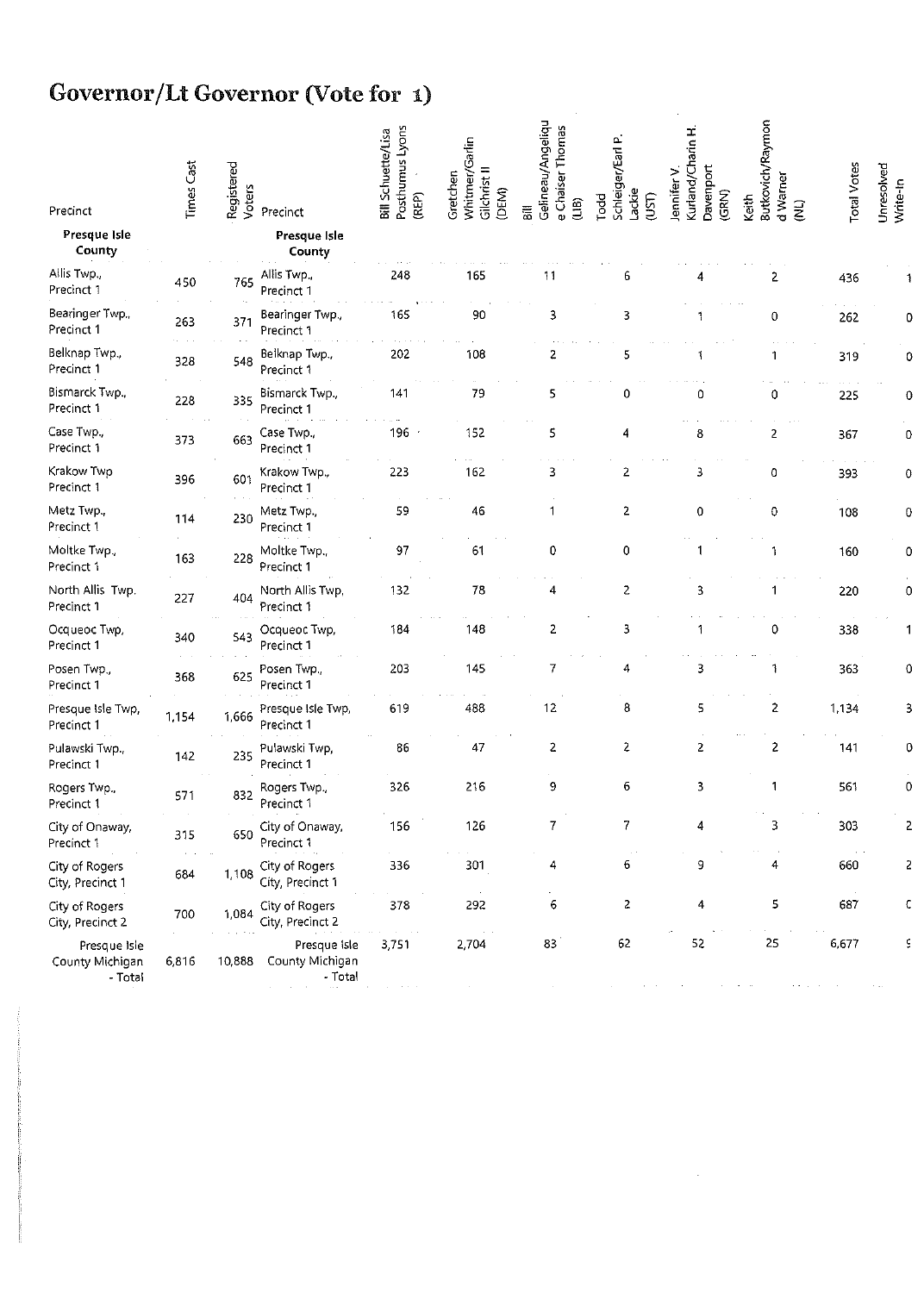# Governor/Lt Governor (Vote for 1)

| Precinct | Times Cast | Registered Voters | Precinct | Bill Schuette/Lisa Posthumus Lyons (REP) | Gretchen Whitmer/Garlin Gilchrist II (DEM) | Bill Gelineau/Angelique Chaiser Thomas (LIB) | Todd Schleiger/Earl P. Lackie (UST) | Jennifer V. Kurland/Charin H. Davenport (GRN) | Keith Butkovich/Raymond Warner (NL) | Total Votes | Unresolved Write-In |
|---|---|---|---|---|---|---|---|---|---|---|---|
| **Presque Isle County** | | | **Presque Isle County** | | | | | | | | |
| Allis Twp., Precinct 1 | 450 | 765 | Allis Twp., Precinct 1 | 248 | 165 | 11 | 6 | 4 | 2 | 436 | 1 |
| Bearinger Twp., Precinct 1 | 263 | 371 | Bearinger Twp., Precinct 1 | 165 | 90 | 3 | 3 | 1 | 0 | 262 | 0 |
| Belknap Twp., Precinct 1 | 328 | 548 | Belknap Twp., Precinct 1 | 202 | 108 | 2 | 5 | 1 | 1 | 319 | 0 |
| Bismarck Twp., Precinct 1 | 228 | 335 | Bismarck Twp., Precinct 1 | 141 | 79 | 5 | 0 | 0 | 0 | 225 | 0 |
| Case Twp., Precinct 1 | 373 | 663 | Case Twp., Precinct 1 | 196 | 152 | 5 | 4 | 8 | 2 | 367 | 0 |
| Krakow Twp Precinct 1 | 396 | 601 | Krakow Twp., Precinct 1 | 223 | 162 | 3 | 2 | 3 | 0 | 393 | 0 |
| Metz Twp., Precinct 1 | 114 | 230 | Metz Twp., Precinct 1 | 59 | 46 | 1 | 2 | 0 | 0 | 108 | 0 |
| Moltke Twp., Precinct 1 | 163 | 228 | Moltke Twp., Precinct 1 | 97 | 61 | 0 | 0 | 1 | 1 | 160 | 0 |
| North Allis Twp. Precinct 1 | 227 | 404 | North Allis Twp, Precinct 1 | 132 | 78 | 4 | 2 | 3 | 1 | 220 | 0 |
| Ocqueoc Twp, Precinct 1 | 340 | 543 | Ocqueoc Twp, Precinct 1 | 184 | 148 | 2 | 3 | 1 | 0 | 338 | 1 |
| Posen Twp., Precinct 1 | 368 | 625 | Posen Twp., Precinct 1 | 203 | 145 | 7 | 4 | 3 | 1 | 363 | 0 |
| Presque Isle Twp, Precinct 1 | 1,154 | 1,666 | Presque Isle Twp, Precinct 1 | 619 | 488 | 12 | 8 | 5 | 2 | 1,134 | 3 |
| Pulawski Twp., Precinct 1 | 142 | 235 | Pulawski Twp, Precinct 1 | 86 | 47 | 2 | 2 | 2 | 2 | 141 | 0 |
| Rogers Twp., Precinct 1 | 571 | 832 | Rogers Twp., Precinct 1 | 326 | 216 | 9 | 6 | 3 | 1 | 561 | 0 |
| City of Onaway, Precinct 1 | 315 | 650 | City of Onaway, Precinct 1 | 156 | 126 | 7 | 7 | 4 | 3 | 303 | 2 |
| City of Rogers City, Precinct 1 | 684 | 1,108 | City of Rogers City, Precinct 1 | 336 | 301 | 4 | 6 | 9 | 4 | 660 | 2 |
| City of Rogers City, Precinct 2 | 700 | 1,084 | City of Rogers City, Precinct 2 | 378 | 292 | 6 | 2 | 4 | 5 | 687 | C |
| Presque Isle County Michigan - Total | 6,816 | 10,888 | Presque Isle County Michigan - Total | 3,751 | 2,704 | 83 | 62 | 52 | 25 | 6,677 | ς |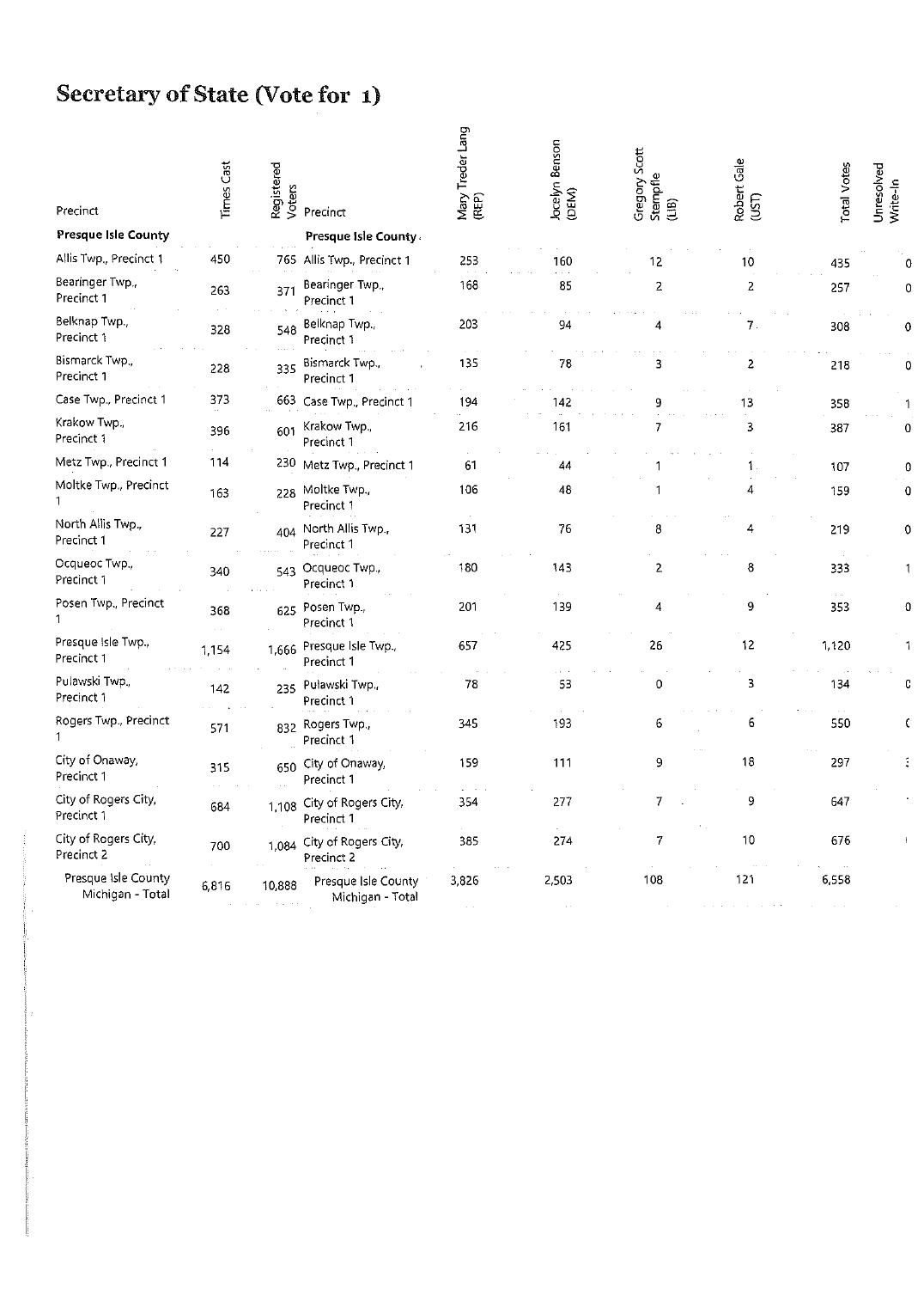# Secretary of State (Vote for 1)

| Precinct | Times Cast | Registered Voters | Precinct | Mary Treder Lang (REP) | Jocelyn Benson (DEM) | Gregory Scott Stempfle (LIB) | Robert Gale (UST) | Total Votes | Unresolved Write-In |
|---|---|---|---|---|---|---|---|---|---|
| **Presque Isle County** | | | **Presque Isle County** | | | | | | |
| Allis Twp., Precinct 1 | 450 | 765 | Allis Twp., Precinct 1 | 253 | 160 | 12 | 10 | 435 | 0 |
| Bearinger Twp., Precinct 1 | 263 | 371 | Bearinger Twp., Precinct 1 | 168 | 85 | 2 | 2 | 257 | 0 |
| Belknap Twp., Precinct 1 | 328 | 548 | Belknap Twp., Precinct 1 | 203 | 94 | 4 | 7 | 308 | 0 |
| Bismarck Twp., Precinct 1 | 228 | 335 | Bismarck Twp., Precinct 1 | 135 | 78 | 3 | 2 | 218 | 0 |
| Case Twp., Precinct 1 | 373 | 663 | Case Twp., Precinct 1 | 194 | 142 | 9 | 13 | 358 | 1 |
| Krakow Twp., Precinct 1 | 396 | 601 | Krakow Twp., Precinct 1 | 216 | 161 | 7 | 3 | 387 | 0 |
| Metz Twp., Precinct 1 | 114 | 230 | Metz Twp., Precinct 1 | 61 | 44 | 1 | 1 | 107 | 0 |
| Moltke Twp., Precinct 1 | 163 | 228 | Moltke Twp., Precinct 1 | 106 | 48 | 1 | 4 | 159 | 0 |
| North Allis Twp., Precinct 1 | 227 | 404 | North Allis Twp., Precinct 1 | 131 | 76 | 8 | 4 | 219 | 0 |
| Ocqueoc Twp., Precinct 1 | 340 | 543 | Ocqueoc Twp., Precinct 1 | 180 | 143 | 2 | 8 | 333 | 1 |
| Posen Twp., Precinct 1 | 368 | 625 | Posen Twp., Precinct 1 | 201 | 139 | 4 | 9 | 353 | 0 |
| Presque Isle Twp., Precinct 1 | 1,154 | 1,666 | Presque Isle Twp., Precinct 1 | 657 | 425 | 26 | 12 | 1,120 | 1 |
| Pulawski Twp., Precinct 1 | 142 | 235 | Pulawski Twp., Precinct 1 | 78 | 53 | 0 | 3 | 134 | 0 |
| Rogers Twp., Precinct 1 | 571 | 832 | Rogers Twp., Precinct 1 | 345 | 193 | 6 | 6 | 550 | ( |
| City of Onaway, Precinct 1 | 315 | 650 | City of Onaway, Precinct 1 | 159 | 111 | 9 | 18 | 297 | : |
| City of Rogers City, Precinct 1 | 684 | 1,108 | City of Rogers City, Precinct 1 | 354 | 277 | 7 | 9 | 647 | |
| City of Rogers City, Precinct 2 | 700 | 1,084 | City of Rogers City, Precinct 2 | 385 | 274 | 7 | 10 | 676 | |
| Presque Isle County Michigan - Total | 6,816 | 10,888 | Presque Isle County Michigan - Total | 3,826 | 2,503 | 108 | 121 | 6,558 | |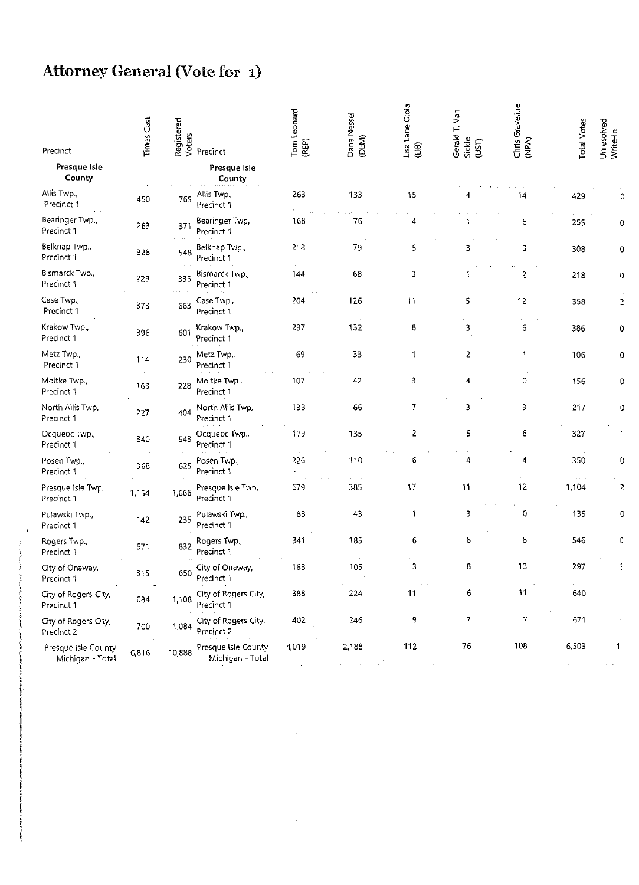# Attorney General (Vote for 1)

| Precinct | Times Cast | Registered Voters | Precinct | Tom Leonard (REP) | Dana Nessel (DEM) | Lisa Lane Gioia (LIB) | Gerald T. Van Sickle (UST) | Chris Graveline (NPA) | Total Votes | Unresolved Write-In |
|---|---|---|---|---|---|---|---|---|---|---|
| **Presque Isle County** | | | **Presque Isle County** | | | | | | | |
| Allis Twp., Precinct 1 | 450 | 765 | Allis Twp., Precinct 1 | 263 | 133 | 15 | 4 | 14 | 429 | 0 |
| Bearinger Twp., Precinct 1 | 263 | 371 | Bearinger Twp, Precinct 1 | 168 | 76 | 4 | 1 | 6 | 255 | 0 |
| Belknap Twp., Precinct 1 | 328 | 548 | Belknap Twp., Precinct 1 | 218 | 79 | 5 | 3 | 3 | 308 | 0 |
| Bismarck Twp., Precinct 1 | 228 | 335 | Bismarck Twp., Precinct 1 | 144 | 68 | 3 | 1 | 2 | 218 | 0 |
| Case Twp., Precinct 1 | 373 | 663 | Case Twp., Precinct 1 | 204 | 126 | 11 | 5 | 12 | 358 | 2 |
| Krakow Twp., Precinct 1 | 396 | 601 | Krakow Twp., Precinct 1 | 237 | 132 | 8 | 3 | 6 | 386 | 0 |
| Metz Twp., Precinct 1 | 114 | 230 | Metz Twp., Precinct 1 | 69 | 33 | 1 | 2 | 1 | 106 | 0 |
| Moltke Twp., Precinct 1 | 163 | 228 | Moltke Twp., Precinct 1 | 107 | 42 | 3 | 4 | 0 | 156 | 0 |
| North Allis Twp, Precinct 1 | 227 | 404 | North Allis Twp, Precinct 1 | 138 | 66 | 7 | 3 | 3 | 217 | 0 |
| Ocqueoc Twp., Precinct 1 | 340 | 543 | Ocqueoc Twp., Precinct 1 | 179 | 135 | 2 | 5 | 6 | 327 | 1 |
| Posen Twp., Precinct 1 | 368 | 625 | Posen Twp., Precinct 1 | 226 | 110 | 6 | 4 | 4 | 350 | 0 |
| Presque Isle Twp, Precinct 1 | 1,154 | 1,666 | Presque Isle Twp, Precinct 1 | 679 | 385 | 17 | 11 | 12 | 1,104 | 2 |
| Pulawski Twp., Precinct 1 | 142 | 235 | Pulawski Twp., Precinct 1 | 88 | 43 | 1 | 3 | 0 | 135 | 0 |
| Rogers Twp., Precinct 1 | 571 | 832 | Rogers Twp., Precinct 1 | 341 | 185 | 6 | 6 | 8 | 546 | C |
| City of Onaway, Precinct 1 | 315 | 650 | City of Onaway, Precinct 1 | 168 | 105 | 3 | 8 | 13 | 297 | : |
| City of Rogers City, Precinct 1 | 684 | 1,108 | City of Rogers City, Precinct 1 | 388 | 224 | 11 | 6 | 11 | 640 | ; |
| City of Rogers City, Precinct 2 | 700 | 1,084 | City of Rogers City, Precinct 2 | 402 | 246 | 9 | 7 | 7 | 671 | |
| Presque Isle County Michigan - Total | 6,816 | 10,888 | Presque Isle County Michigan - Total | 4,019 | 2,188 | 112 | 76 | 108 | 6,503 | 1 |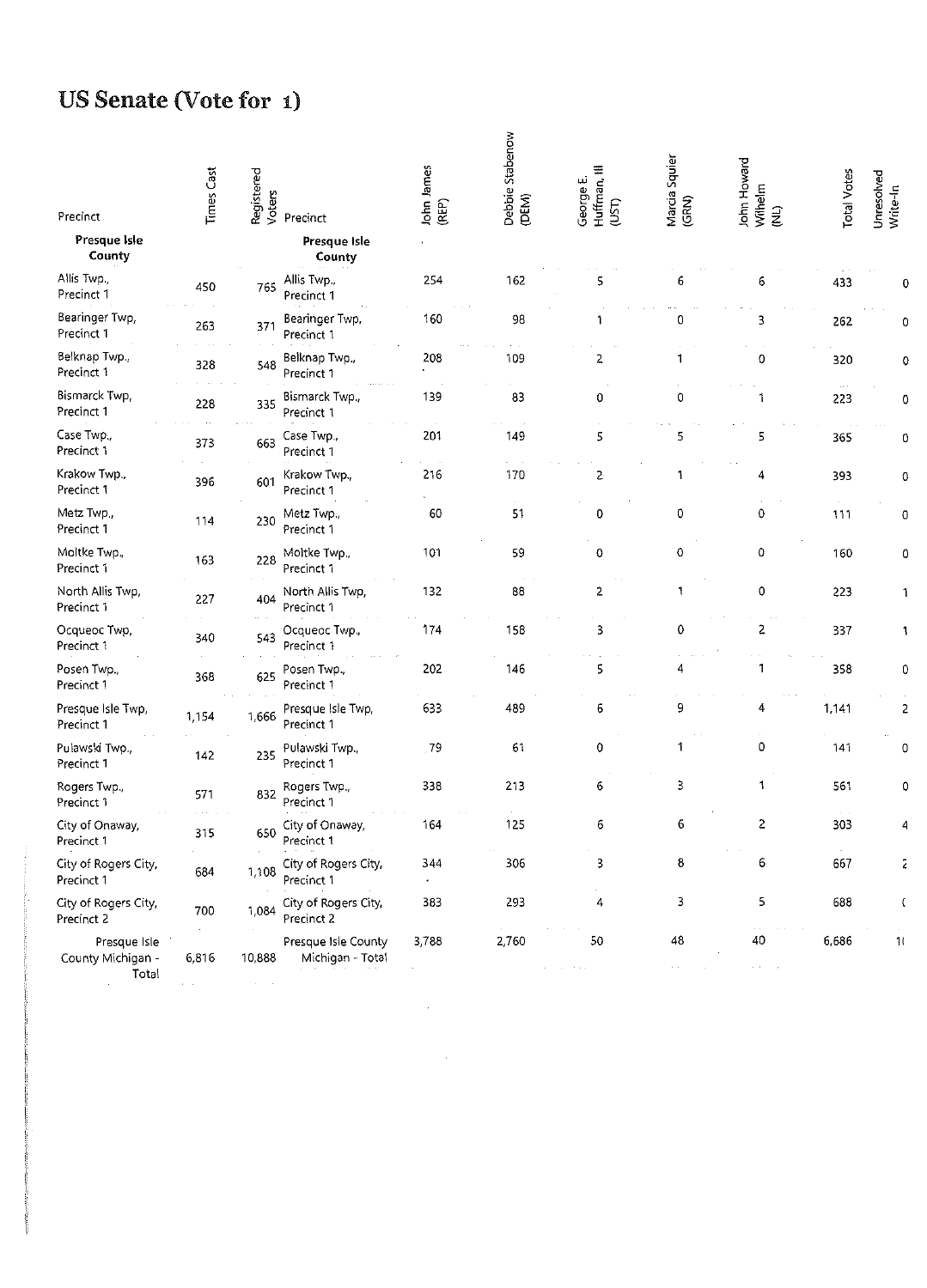# US Senate (Vote for 1)

| Precinct | Times Cast | Registered Voters | Precinct | John James (REP) | Debbie Stabenow (DEM) | George E. Huffman, III (UST) | Marcia Squier (GRN) | John Howard Wilhelm (NL) | Total Votes | Unresolved Write-In |
|---|---|---|---|---|---|---|---|---|---|---|
| **Presque Isle County** | | | **Presque Isle County** | | | | | | | |
| Allis Twp., Precinct 1 | 450 | 765 | Allis Twp., Precinct 1 | 254 | 162 | 5 | 6 | 6 | 433 | 0 |
| Bearinger Twp, Precinct 1 | 263 | 371 | Bearinger Twp, Precinct 1 | 160 | 98 | 1 | 0 | 3 | 262 | 0 |
| Belknap Twp., Precinct 1 | 328 | 548 | Belknap Twp., Precinct 1 | 208 | 109 | 2 | 1 | 0 | 320 | 0 |
| Bismarck Twp, Precinct 1 | 228 | 335 | Bismarck Twp., Precinct 1 | 139 | 83 | 0 | 0 | 1 | 223 | 0 |
| Case Twp., Precinct 1 | 373 | 663 | Case Twp., Precinct 1 | 201 | 149 | 5 | 5 | 5 | 365 | 0 |
| Krakow Twp., Precinct 1 | 396 | 601 | Krakow Twp., Precinct 1 | 216 | 170 | 2 | 1 | 4 | 393 | 0 |
| Metz Twp., Precinct 1 | 114 | 230 | Metz Twp., Precinct 1 | 60 | 51 | 0 | 0 | 0 | 111 | 0 |
| Moltke Twp., Precinct 1 | 163 | 228 | Moltke Twp., Precinct 1 | 101 | 59 | 0 | 0 | 0 | 160 | 0 |
| North Allis Twp, Precinct 1 | 227 | 404 | North Allis Twp, Precinct 1 | 132 | 88 | 2 | 1 | 0 | 223 | 1 |
| Ocqueoc Twp, Precinct 1 | 340 | 543 | Ocqueoc Twp., Precinct 1 | 174 | 158 | 3 | 0 | 2 | 337 | 1 |
| Posen Twp., Precinct 1 | 368 | 625 | Posen Twp., Precinct 1 | 202 | 146 | 5 | 4 | 1 | 358 | 0 |
| Presque Isle Twp, Precinct 1 | 1,154 | 1,666 | Presque Isle Twp, Precinct 1 | 633 | 489 | 6 | 9 | 4 | 1,141 | 2 |
| Pulawski Twp., Precinct 1 | 142 | 235 | Pulawski Twp., Precinct 1 | 79 | 61 | 0 | 1 | 0 | 141 | 0 |
| Rogers Twp., Precinct 1 | 571 | 832 | Rogers Twp., Precinct 1 | 338 | 213 | 6 | 3 | 1 | 561 | 0 |
| City of Onaway, Precinct 1 | 315 | 650 | City of Onaway, Precinct 1 | 164 | 125 | 6 | 6 | 2 | 303 | 4 |
| City of Rogers City, Precinct 1 | 684 | 1,108 | City of Rogers City, Precinct 1 | 344 | 306 | 3 | 8 | 6 | 667 | 2 |
| City of Rogers City, Precinct 2 | 700 | 1,084 | City of Rogers City, Precinct 2 | 383 | 293 | 4 | 3 | 5 | 688 | ( |
| Presque Isle County Michigan - Total | 6,816 | 10,888 | Presque Isle County Michigan - Total | 3,788 | 2,760 | 50 | 48 | 40 | 6,686 | 1( |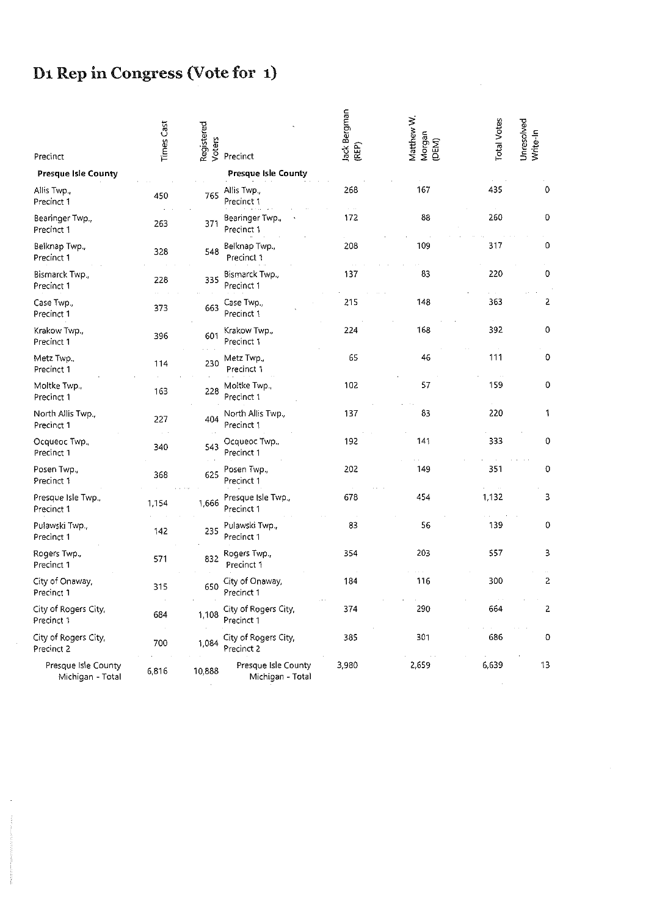# D1 Rep in Congress (Vote for 1)

| Precinct | Times Cast | Registered Voters | Precinct | Jack Bergman (REP) | Matthew W. Morgan (DEM) | Total Votes | Unresolved Write-In |
|---|---|---|---|---|---|---|---|
| **Presque Isle County** | | | **Presque Isle County** | | | | |
| Allis Twp., Precinct 1 | 450 | 765 | Allis Twp., Precinct 1 | 268 | 167 | 435 | 0 |
| Bearinger Twp., Precinct 1 | 263 | 371 | Bearinger Twp., Precinct 1 | 172 | 88 | 260 | 0 |
| Belknap Twp., Precinct 1 | 328 | 548 | Belknap Twp., Precinct 1 | 208 | 109 | 317 | 0 |
| Bismarck Twp., Precinct 1 | 228 | 335 | Bismarck Twp., Precinct 1 | 137 | 83 | 220 | 0 |
| Case Twp., Precinct 1 | 373 | 663 | Case Twp., Precinct 1 | 215 | 148 | 363 | 2 |
| Krakow Twp., Precinct 1 | 396 | 601 | Krakow Twp., Precinct 1 | 224 | 168 | 392 | 0 |
| Metz Twp., Precinct 1 | 114 | 230 | Metz Twp., Precinct 1 | 65 | 46 | 111 | 0 |
| Moltke Twp., Precinct 1 | 163 | 228 | Moltke Twp., Precinct 1 | 102 | 57 | 159 | 0 |
| North Allis Twp., Precinct 1 | 227 | 404 | North Allis Twp., Precinct 1 | 137 | 83 | 220 | 1 |
| Ocqueoc Twp., Precinct 1 | 340 | 543 | Ocqueoc Twp., Precinct 1 | 192 | 141 | 333 | 0 |
| Posen Twp., Precinct 1 | 368 | 625 | Posen Twp., Precinct 1 | 202 | 149 | 351 | 0 |
| Presque Isle Twp., Precinct 1 | 1,154 | 1,666 | Presque Isle Twp., Precinct 1 | 678 | 454 | 1,132 | 3 |
| Pulawski Twp., Precinct 1 | 142 | 235 | Pulawski Twp., Precinct 1 | 83 | 56 | 139 | 0 |
| Rogers Twp., Precinct 1 | 571 | 832 | Rogers Twp., Precinct 1 | 354 | 203 | 557 | 3 |
| City of Onaway, Precinct 1 | 315 | 650 | City of Onaway, Precinct 1 | 184 | 116 | 300 | 2 |
| City of Rogers City, Precinct 1 | 684 | 1,108 | City of Rogers City, Precinct 1 | 374 | 290 | 664 | 2 |
| City of Rogers City, Precinct 2 | 700 | 1,084 | City of Rogers City, Precinct 2 | 385 | 301 | 686 | 0 |
| Presque Isle County Michigan - Total | 6,816 | 10,888 | Presque Isle County Michigan - Total | 3,980 | 2,659 | 6,639 | 13 |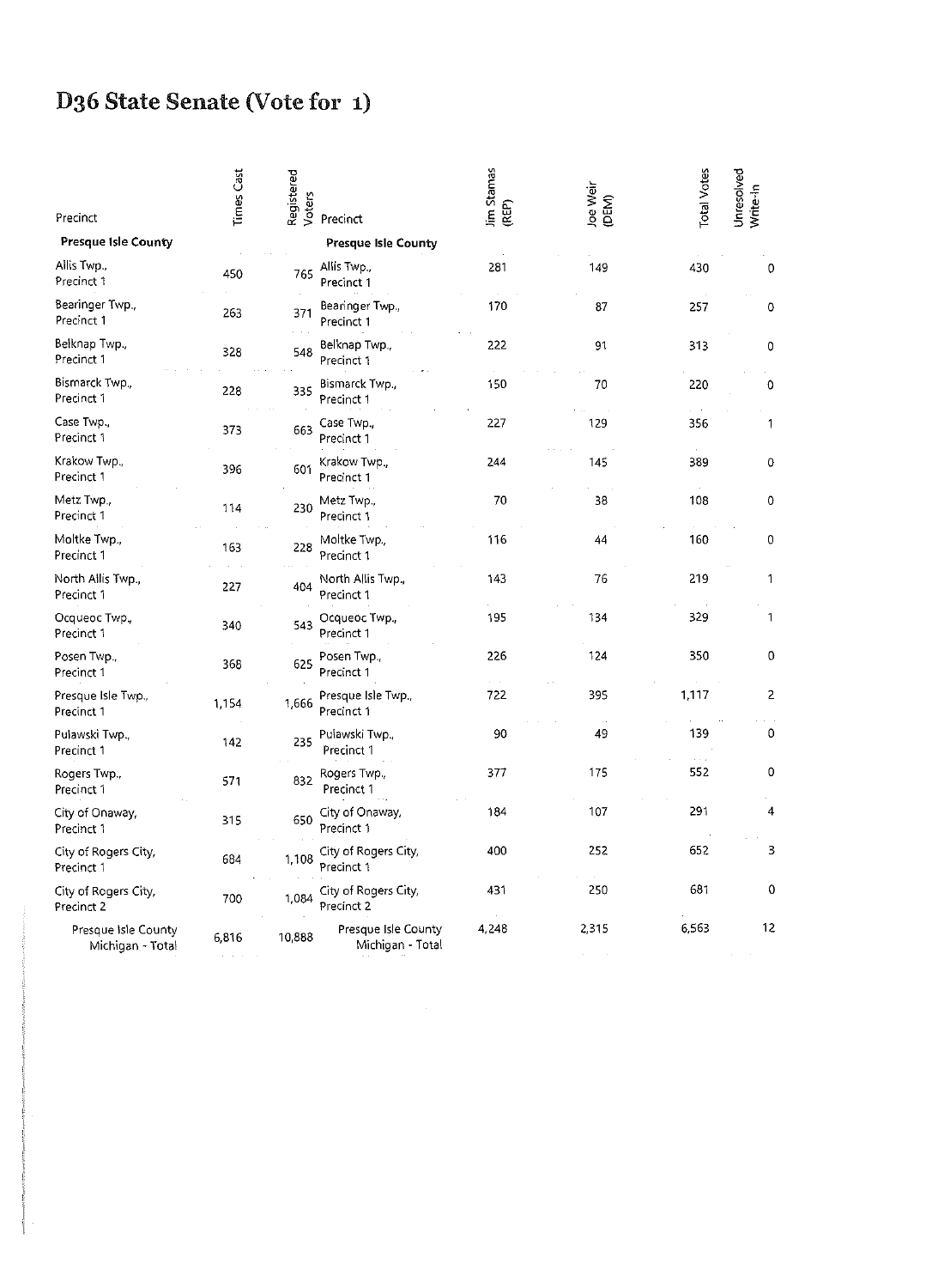# D36 State Senate (Vote for 1)

| Precinct | Times Cast | Registered Voters | Precinct | Jim Stamas (REP) | Joe Weir (DEM) | Total Votes | Unresolved Write-In |
|---|---|---|---|---|---|---|---|
| **Presque Isle County** | | | **Presque Isle County** | | | | |
| Allis Twp., Precinct 1 | 450 | 765 | Allis Twp., Precinct 1 | 281 | 149 | 430 | 0 |
| Bearinger Twp., Precinct 1 | 263 | 371 | Bearinger Twp., Precinct 1 | 170 | 87 | 257 | 0 |
| Belknap Twp., Precinct 1 | 328 | 548 | Belknap Twp., Precinct 1 | 222 | 91 | 313 | 0 |
| Bismarck Twp., Precinct 1 | 228 | 335 | Bismarck Twp., Precinct 1 | 150 | 70 | 220 | 0 |
| Case Twp., Precinct 1 | 373 | 663 | Case Twp., Precinct 1 | 227 | 129 | 356 | 1 |
| Krakow Twp., Precinct 1 | 396 | 601 | Krakow Twp., Precinct 1 | 244 | 145 | 389 | 0 |
| Metz Twp., Precinct 1 | 114 | 230 | Metz Twp., Precinct 1 | 70 | 38 | 108 | 0 |
| Moltke Twp., Precinct 1 | 163 | 228 | Moltke Twp., Precinct 1 | 116 | 44 | 160 | 0 |
| North Allis Twp., Precinct 1 | 227 | 404 | North Allis Twp., Precinct 1 | 143 | 76 | 219 | 1 |
| Ocqueoc Twp., Precinct 1 | 340 | 543 | Ocqueoc Twp., Precinct 1 | 195 | 134 | 329 | 1 |
| Posen Twp., Precinct 1 | 368 | 625 | Posen Twp., Precinct 1 | 226 | 124 | 350 | 0 |
| Presque Isle Twp., Precinct 1 | 1,154 | 1,666 | Presque Isle Twp., Precinct 1 | 722 | 395 | 1,117 | 2 |
| Pulawski Twp., Precinct 1 | 142 | 235 | Pulawski Twp., Precinct 1 | 90 | 49 | 139 | 0 |
| Rogers Twp., Precinct 1 | 571 | 832 | Rogers Twp., Precinct 1 | 377 | 175 | 552 | 0 |
| City of Onaway, Precinct 1 | 315 | 650 | City of Onaway, Precinct 1 | 184 | 107 | 291 | 4 |
| City of Rogers City, Precinct 1 | 684 | 1,108 | City of Rogers City, Precinct 1 | 400 | 252 | 652 | 3 |
| City of Rogers City, Precinct 2 | 700 | 1,084 | City of Rogers City, Precinct 2 | 431 | 250 | 681 | 0 |
| Presque Isle County Michigan - Total | 6,816 | 10,888 | Presque Isle County Michigan - Total | 4,248 | 2,315 | 6,563 | 12 |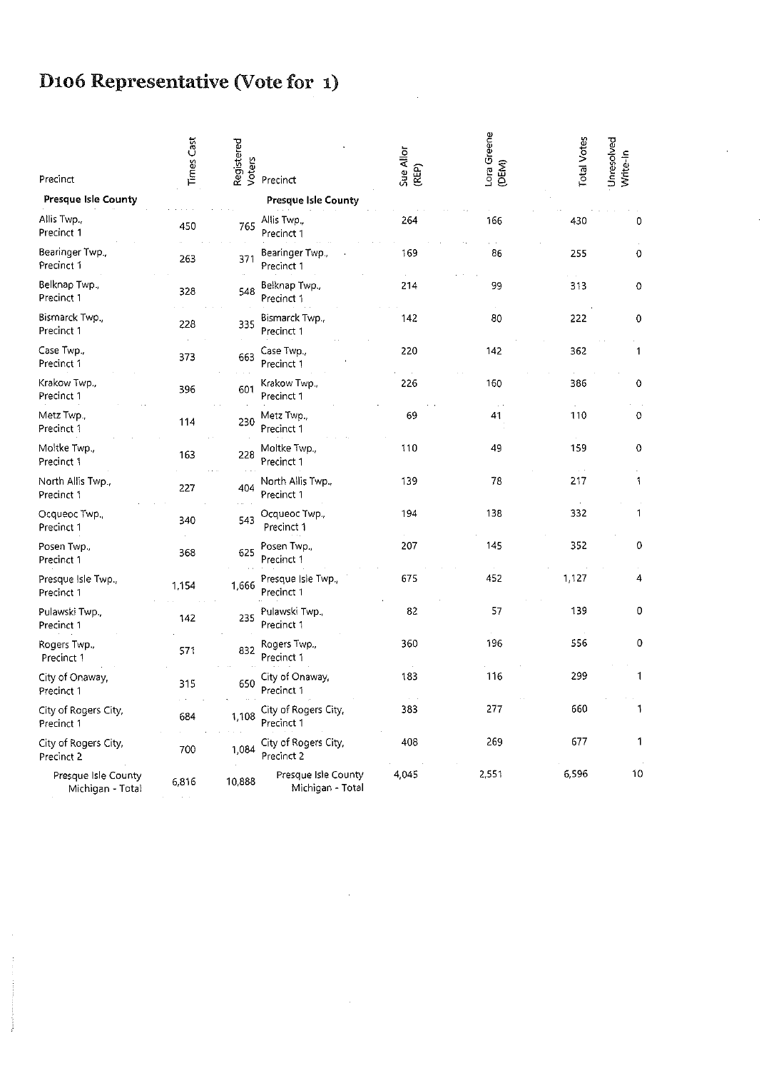# D106 Representative (Vote for 1)

| Precinct | Times Cast | Registered Voters | Precinct | Sue Allor (REP) | Lora Greene (DEM) | Total Votes | Unresolved Write-In |
|---|---|---|---|---|---|---|---|
| **Presque Isle County** | | | **Presque Isle County** | | | | |
| Allis Twp., Precinct 1 | 450 | 765 | Allis Twp., Precinct 1 | 264 | 166 | 430 | 0 |
| Bearinger Twp., Precinct 1 | 263 | 371 | Bearinger Twp., Precinct 1 | 169 | 86 | 255 | 0 |
| Belknap Twp., Precinct 1 | 328 | 548 | Belknap Twp., Precinct 1 | 214 | 99 | 313 | 0 |
| Bismarck Twp., Precinct 1 | 228 | 335 | Bismarck Twp., Precinct 1 | 142 | 80 | 222 | 0 |
| Case Twp., Precinct 1 | 373 | 663 | Case Twp., Precinct 1 | 220 | 142 | 362 | 1 |
| Krakow Twp., Precinct 1 | 396 | 601 | Krakow Twp., Precinct 1 | 226 | 160 | 386 | 0 |
| Metz Twp., Precinct 1 | 114 | 230 | Metz Twp., Precinct 1 | 69 | 41 | 110 | 0 |
| Moltke Twp., Precinct 1 | 163 | 228 | Moltke Twp., Precinct 1 | 110 | 49 | 159 | 0 |
| North Allis Twp., Precinct 1 | 227 | 404 | North Allis Twp., Precinct 1 | 139 | 78 | 217 | 1 |
| Ocqueoc Twp., Precinct 1 | 340 | 543 | Ocqueoc Twp., Precinct 1 | 194 | 138 | 332 | 1 |
| Posen Twp., Precinct 1 | 368 | 625 | Posen Twp., Precinct 1 | 207 | 145 | 352 | 0 |
| Presque Isle Twp., Precinct 1 | 1,154 | 1,666 | Presque Isle Twp., Precinct 1 | 675 | 452 | 1,127 | 4 |
| Pulawski Twp., Precinct 1 | 142 | 235 | Pulawski Twp., Precinct 1 | 82 | 57 | 139 | 0 |
| Rogers Twp., Precinct 1 | 571 | 832 | Rogers Twp., Precinct 1 | 360 | 196 | 556 | 0 |
| City of Onaway, Precinct 1 | 315 | 650 | City of Onaway, Precinct 1 | 183 | 116 | 299 | 1 |
| City of Rogers City, Precinct 1 | 684 | 1,108 | City of Rogers City, Precinct 1 | 383 | 277 | 660 | 1 |
| City of Rogers City, Precinct 2 | 700 | 1,084 | City of Rogers City, Precinct 2 | 408 | 269 | 677 | 1 |
| Presque Isle County Michigan - Total | 6,816 | 10,888 | Presque Isle County Michigan - Total | 4,045 | 2,551 | 6,596 | 10 |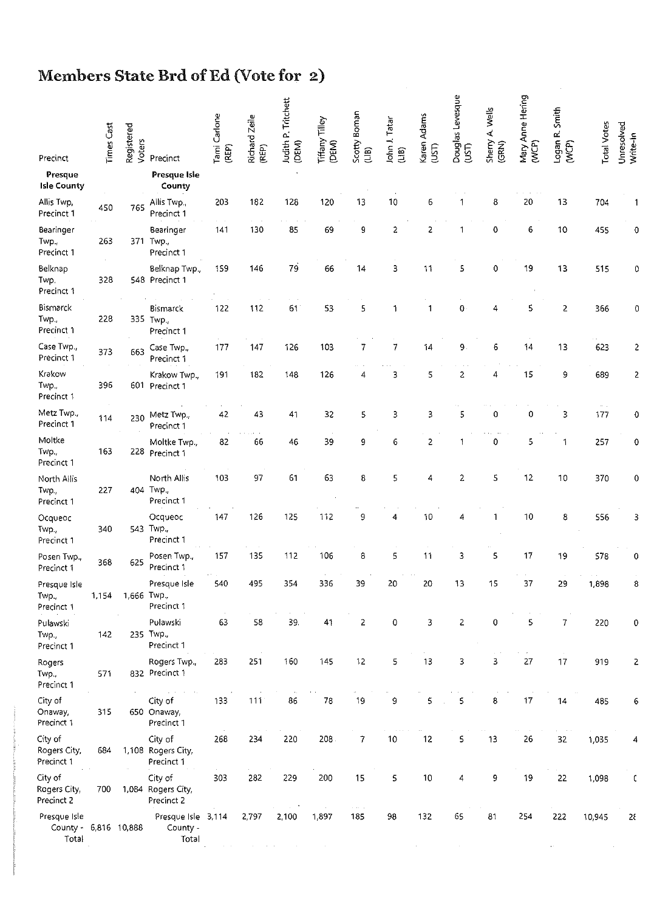# Members State Brd of Ed (Vote for 2)

| Precinct | Times Cast | Registered Voters | Precinct | Tami Carlone (REP) | Richard Zeile (REP) | Judith P. Tritchett (DEM) | Tiffany Tilley (DEM) | Scotty Boman (LIB) | John J. Tatar (LIB) | Karen Adams (UST) | Douglas Levesque (UST) | Sherry A. Wells (GRN) | Mary Anne Hering (WCP) | Logan R. Smith (WCP) | Total Votes | Unresolved Write-In |
|---|---|---|---|---|---|---|---|---|---|---|---|---|---|---|---|---|
| **Presque Isle County** | | | **Presque Isle County** | | | | | | | | | | | | | |
| Allis Twp, Precinct 1 | 450 | 765 | Allis Twp., Precinct 1 | 203 | 182 | 128 | 120 | 13 | 10 | 6 | 1 | 8 | 20 | 13 | 704 | 1 |
| Bearinger Twp., Precinct 1 | 263 | 371 | Bearinger Twp., Precinct 1 | 141 | 130 | 85 | 69 | 9 | 2 | 2 | 1 | 0 | 6 | 10 | 455 | 0 |
| Belknap Twp. Precinct 1 | 328 | 548 | Belknap Twp., Precinct 1 | 159 | 146 | 79 | 66 | 14 | 3 | 11 | 5 | 0 | 19 | 13 | 515 | 0 |
| Bismarck Twp., Precinct 1 | 228 | 335 | Bismarck Twp., Precinct 1 | 122 | 112 | 61 | 53 | 5 | 1 | 1 | 0 | 4 | 5 | 2 | 366 | 0 |
| Case Twp., Precinct 1 | 373 | 663 | Case Twp., Precinct 1 | 177 | 147 | 126 | 103 | 7 | 7 | 14 | 9 | 6 | 14 | 13 | 623 | 2 |
| Krakow Twp., Precinct 1 | 396 | 601 | Krakow Twp., Precinct 1 | 191 | 182 | 148 | 126 | 4 | 3 | 5 | 2 | 4 | 15 | 9 | 689 | 2 |
| Metz Twp., Precinct 1 | 114 | 230 | Metz Twp., Precinct 1 | 42 | 43 | 41 | 32 | 5 | 3 | 3 | 5 | 0 | 0 | 3 | 177 | 0 |
| Moltke Twp., Precinct 1 | 163 | 228 | Moltke Twp., Precinct 1 | 82 | 66 | 46 | 39 | 9 | 6 | 2 | 1 | 0 | 5 | 1 | 257 | 0 |
| North Allis Twp., Precinct 1 | 227 | 404 | North Allis Twp., Precinct 1 | 103 | 97 | 61 | 63 | 8 | 5 | 4 | 2 | 5 | 12 | 10 | 370 | 0 |
| Ocqueoc Twp., Precinct 1 | 340 | 543 | Ocqueoc Twp., Precinct 1 | 147 | 126 | 125 | 112 | 9 | 4 | 10 | 4 | 1 | 10 | 8 | 556 | 3 |
| Posen Twp., Precinct 1 | 368 | 625 | Posen Twp., Precinct 1 | 157 | 135 | 112 | 106 | 8 | 5 | 11 | 3 | 5 | 17 | 19 | 578 | 0 |
| Presque Isle Twp., Precinct 1 | 1,154 | 1,666 | Presque Isle Twp., Precinct 1 | 540 | 495 | 354 | 336 | 39 | 20 | 20 | 13 | 15 | 37 | 29 | 1,898 | 8 |
| Pulawski Twp., Precinct 1 | 142 | 235 | Pulawski Twp., Precinct 1 | 63 | 58 | 39 | 41 | 2 | 0 | 3 | 2 | 0 | 5 | 7 | 220 | 0 |
| Rogers Twp., Precinct 1 | 571 | 832 | Rogers Twp., Precinct 1 | 283 | 251 | 160 | 145 | 12 | 5 | 13 | 3 | 3 | 27 | 17 | 919 | 2 |
| City of Onaway, Precinct 1 | 315 | 650 | City of Onaway, Precinct 1 | 133 | 111 | 86 | 78 | 19 | 9 | 5 | 5 | 8 | 17 | 14 | 485 | 6 |
| City of Rogers City, Precinct 1 | 684 | 1,108 | City of Rogers City, Precinct 1 | 268 | 234 | 220 | 208 | 7 | 10 | 12 | 5 | 13 | 26 | 32 | 1,035 | 4 |
| City of Rogers City, Precinct 2 | 700 | 1,084 | City of Rogers City, Precinct 2 | 303 | 282 | 229 | 200 | 15 | 5 | 10 | 4 | 9 | 19 | 22 | 1,098 | ( |
| Presque Isle County - Total | 6,816 | 10,888 | Presque Isle County - Total | 3,114 | 2,797 | 2,100 | 1,897 | 185 | 98 | 132 | 65 | 81 | 254 | 222 | 10,945 | 2( |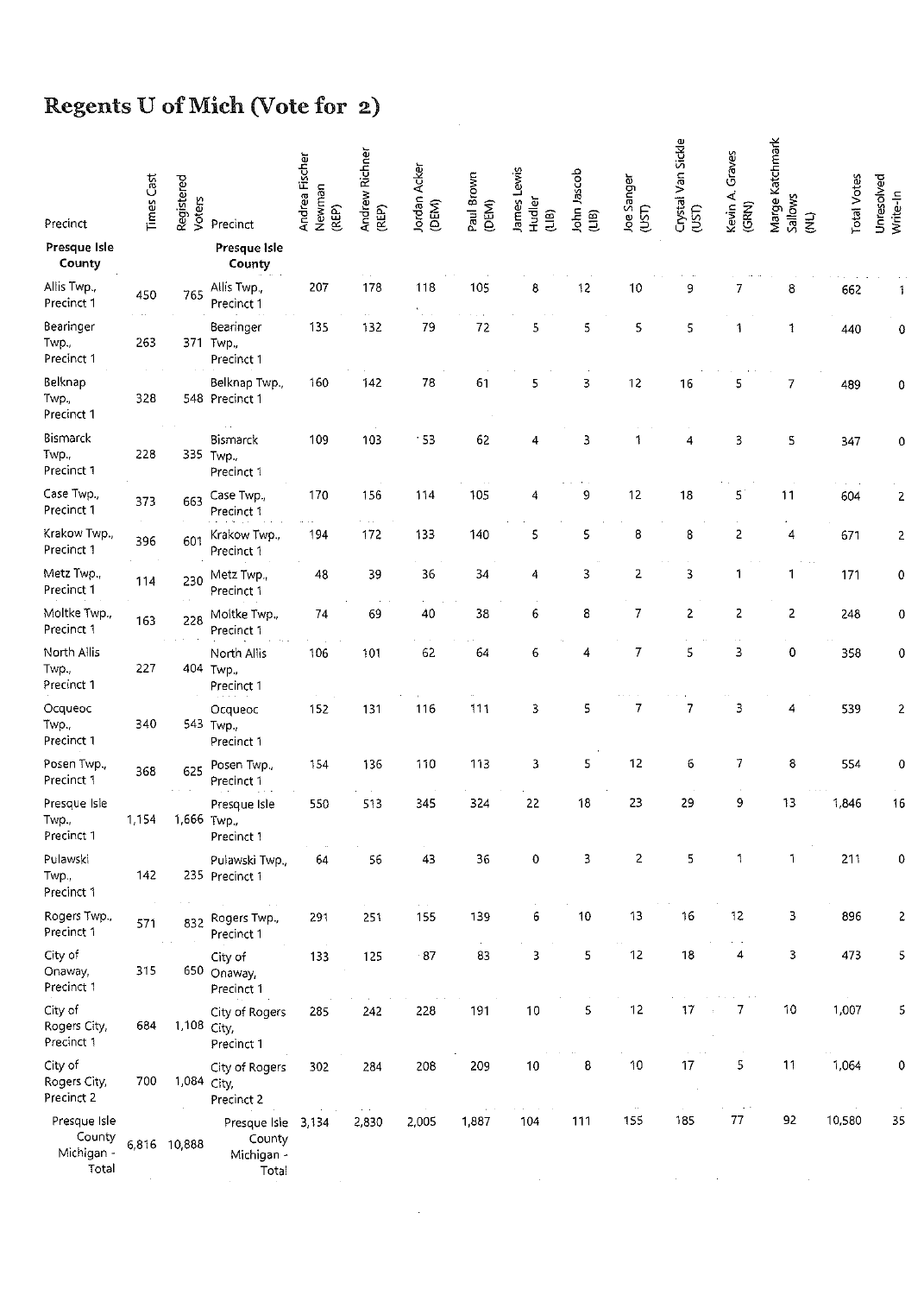# Regents U of Mich (Vote for 2)

| Precinct | Times Cast | Registered Voters | Precinct | Andrea Fischer Newman (REP) | Andrew Richner (REP) | Jordan Acker (DEM) | Paul Brown (DEM) | James Lewis Hudler (LIB) | John Jascob (LIB) | Joe Sanger (UST) | Crystal Van Sickle (UST) | Kevin A. Graves (GRN) | Marge Katchmark Sallows (NL) | Total Votes | Unresolved Write-In |
|---|---|---|---|---|---|---|---|---|---|---|---|---|---|---|---|
| **Presque Isle County** | | | **Presque Isle County** | | | | | | | | | | | | |
| Allis Twp., Precinct 1 | 450 | 765 | Allis Twp., Precinct 1 | 207 | 178 | 118 | 105 | 8 | 12 | 10 | 9 | 7 | 8 | 662 | 1 |
| Bearinger Twp., Precinct 1 | 263 | 371 | Bearinger Twp., Precinct 1 | 135 | 132 | 79 | 72 | 5 | 5 | 5 | 5 | 1 | 1 | 440 | 0 |
| Belknap Twp., Precinct 1 | 328 | 548 | Belknap Twp., Precinct 1 | 160 | 142 | 78 | 61 | 5 | 3 | 12 | 16 | 5 | 7 | 489 | 0 |
| Bismarck Twp., Precinct 1 | 228 | 335 | Bismarck Twp., Precinct 1 | 109 | 103 | 53 | 62 | 4 | 3 | 1 | 4 | 3 | 5 | 347 | 0 |
| Case Twp., Precinct 1 | 373 | 663 | Case Twp., Precinct 1 | 170 | 156 | 114 | 105 | 4 | 9 | 12 | 18 | 5 | 11 | 604 | 2 |
| Krakow Twp., Precinct 1 | 396 | 601 | Krakow Twp., Precinct 1 | 194 | 172 | 133 | 140 | 5 | 5 | 8 | 8 | 2 | 4 | 671 | 2 |
| Metz Twp., Precinct 1 | 114 | 230 | Metz Twp., Precinct 1 | 48 | 39 | 36 | 34 | 4 | 3 | 2 | 3 | 1 | 1 | 171 | 0 |
| Moltke Twp., Precinct 1 | 163 | 228 | Moltke Twp., Precinct 1 | 74 | 69 | 40 | 38 | 6 | 8 | 7 | 2 | 2 | 2 | 248 | 0 |
| North Allis Twp., Precinct 1 | 227 | 404 | North Allis Twp., Precinct 1 | 106 | 101 | 62 | 64 | 6 | 4 | 7 | 5 | 3 | 0 | 358 | 0 |
| Ocqueoc Twp., Precinct 1 | 340 | 543 | Ocqueoc Twp., Precinct 1 | 152 | 131 | 116 | 111 | 3 | 5 | 7 | 7 | 3 | 4 | 539 | 2 |
| Posen Twp., Precinct 1 | 368 | 625 | Posen Twp., Precinct 1 | 154 | 136 | 110 | 113 | 3 | 5 | 12 | 6 | 7 | 8 | 554 | 0 |
| Presque Isle Twp., Precinct 1 | 1,154 | 1,666 | Presque Isle Twp., Precinct 1 | 550 | 513 | 345 | 324 | 22 | 18 | 23 | 29 | 9 | 13 | 1,846 | 16 |
| Pulawski Twp., Precinct 1 | 142 | 235 | Pulawski Twp., Precinct 1 | 64 | 56 | 43 | 36 | 0 | 3 | 2 | 5 | 1 | 1 | 211 | 0 |
| Rogers Twp., Precinct 1 | 571 | 832 | Rogers Twp., Precinct 1 | 291 | 251 | 155 | 139 | 6 | 10 | 13 | 16 | 12 | 3 | 896 | 2 |
| City of Onaway, Precinct 1 | 315 | 650 | City of Onaway, Precinct 1 | 133 | 125 | 87 | 83 | 3 | 5 | 12 | 18 | 4 | 3 | 473 | 5 |
| City of Rogers City, Precinct 1 | 684 | 1,108 | City of Rogers City, Precinct 1 | 285 | 242 | 228 | 191 | 10 | 5 | 12 | 17 | 7 | 10 | 1,007 | 5 |
| City of Rogers City, Precinct 2 | 700 | 1,084 | City of Rogers City, Precinct 2 | 302 | 284 | 208 | 209 | 10 | 8 | 10 | 17 | 5 | 11 | 1,064 | 0 |
| Presque Isle County Michigan - Total | 6,816 | 10,888 | Presque Isle County Michigan - Total | 3,134 | 2,830 | 2,005 | 1,887 | 104 | 111 | 155 | 185 | 77 | 92 | 10,580 | 35 |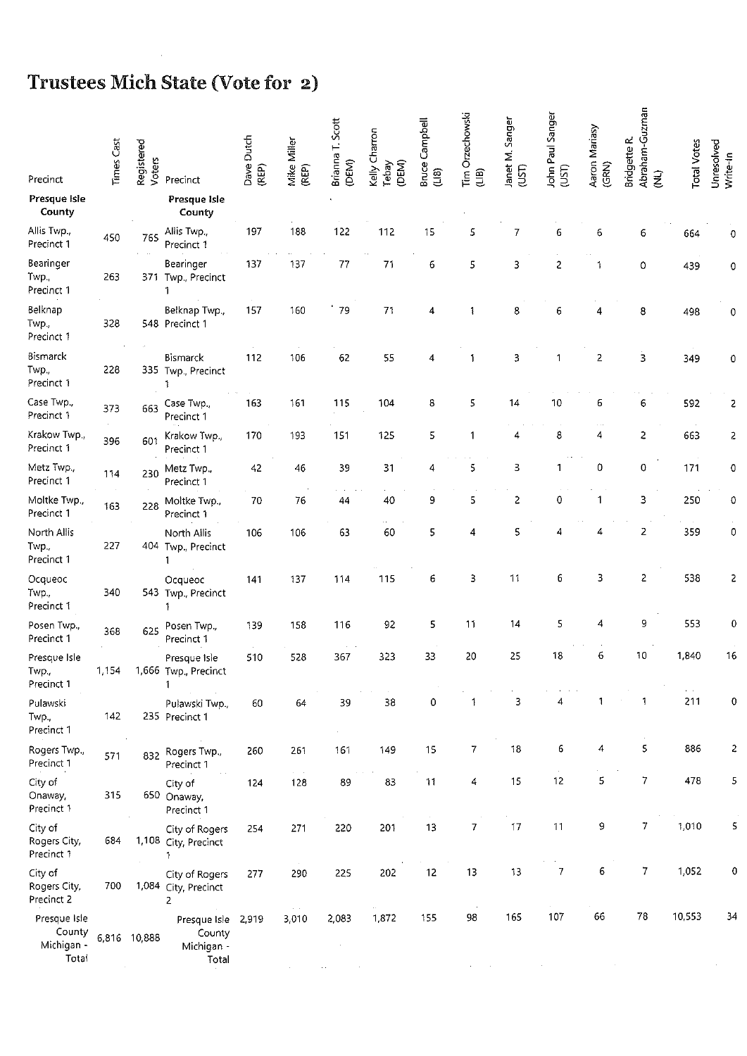# Trustees Mich State (Vote for 2)

| Precinct | Times Cast | Registered Voters | Precinct | Dave Dutch (REP) | Mike Miller (REP) | Brianna T. Scott (DEM) | Kelly Charron Tebay (DEM) | Bruce Campbell (LIB) | Tim Orzechowski (LIB) | Janet M. Sanger (UST) | John Paul Sanger (UST) | Aaron Mariasy (GRN) | Bridgette R. Abraham-Guzman (NL) | Total Votes | Unresolved Write-In |
|---|---|---|---|---|---|---|---|---|---|---|---|---|---|---|---|
| **Presque Isle County** | | | **Presque Isle County** | | | | | | | | | | | | |
| Allis Twp., Precinct 1 | 450 | 765 | Allis Twp., Precinct 1 | 197 | 188 | 122 | 112 | 15 | 5 | 7 | 6 | 6 | 6 | 664 | 0 |
| Bearinger Twp., Precinct 1 | 263 | 371 | Bearinger Twp., Precinct 1 | 137 | 137 | 77 | 71 | 6 | 5 | 3 | 2 | 1 | 0 | 439 | 0 |
| Belknap Twp., Precinct 1 | 328 | 548 | Belknap Twp., Precinct 1 | 157 | 160 | 79 | 71 | 4 | 1 | 8 | 6 | 4 | 8 | 498 | 0 |
| Bismarck Twp., Precinct 1 | 228 | 335 | Bismarck Twp., Precinct 1 | 112 | 106 | 62 | 55 | 4 | 1 | 3 | 1 | 2 | 3 | 349 | 0 |
| Case Twp., Precinct 1 | 373 | 663 | Case Twp., Precinct 1 | 163 | 161 | 115 | 104 | 8 | 5 | 14 | 10 | 6 | 6 | 592 | 2 |
| Krakow Twp., Precinct 1 | 396 | 601 | Krakow Twp., Precinct 1 | 170 | 193 | 151 | 125 | 5 | 1 | 4 | 8 | 4 | 2 | 663 | 2 |
| Metz Twp., Precinct 1 | 114 | 230 | Metz Twp., Precinct 1 | 42 | 46 | 39 | 31 | 4 | 5 | 3 | 1 | 0 | 0 | 171 | 0 |
| Moltke Twp., Precinct 1 | 163 | 228 | Moltke Twp., Precinct 1 | 70 | 76 | 44 | 40 | 9 | 5 | 2 | 0 | 1 | 3 | 250 | 0 |
| North Allis Twp., Precinct 1 | 227 | 404 | North Allis Twp., Precinct 1 | 106 | 106 | 63 | 60 | 5 | 4 | 5 | 4 | 4 | 2 | 359 | 0 |
| Ocqueoc Twp., Precinct 1 | 340 | 543 | Ocqueoc Twp., Precinct 1 | 141 | 137 | 114 | 115 | 6 | 3 | 11 | 6 | 3 | 2 | 538 | 2 |
| Posen Twp., Precinct 1 | 368 | 625 | Posen Twp., Precinct 1 | 139 | 158 | 116 | 92 | 5 | 11 | 14 | 5 | 4 | 9 | 553 | 0 |
| Presque Isle Twp., Precinct 1 | 1,154 | 1,666 | Presque Isle Twp., Precinct 1 | 510 | 528 | 367 | 323 | 33 | 20 | 25 | 18 | 6 | 10 | 1,840 | 16 |
| Pulawski Twp., Precinct 1 | 142 | 235 | Pulawski Twp., Precinct 1 | 60 | 64 | 39 | 38 | 0 | 1 | 3 | 4 | 1 | 1 | 211 | 0 |
| Rogers Twp., Precinct 1 | 571 | 832 | Rogers Twp., Precinct 1 | 260 | 261 | 161 | 149 | 15 | 7 | 18 | 6 | 4 | 5 | 886 | 2 |
| City of Onaway, Precinct 1 | 315 | 650 | City of Onaway, Precinct 1 | 124 | 128 | 89 | 83 | 11 | 4 | 15 | 12 | 5 | 7 | 478 | 5 |
| City of Rogers City, Precinct 1 | 684 | 1,108 | City of Rogers City, Precinct 1 | 254 | 271 | 220 | 201 | 13 | 7 | 17 | 11 | 9 | 7 | 1,010 | 5 |
| City of Rogers City, Precinct 2 | 700 | 1,084 | City of Rogers City, Precinct 2 | 277 | 290 | 225 | 202 | 12 | 13 | 13 | 7 | 6 | 7 | 1,052 | 0 |
| Presque Isle County Michigan - Total | 6,816 | 10,888 | Presque Isle County Michigan - Total | 2,919 | 3,010 | 2,083 | 1,872 | 155 | 98 | 165 | 107 | 66 | 78 | 10,553 | 34 |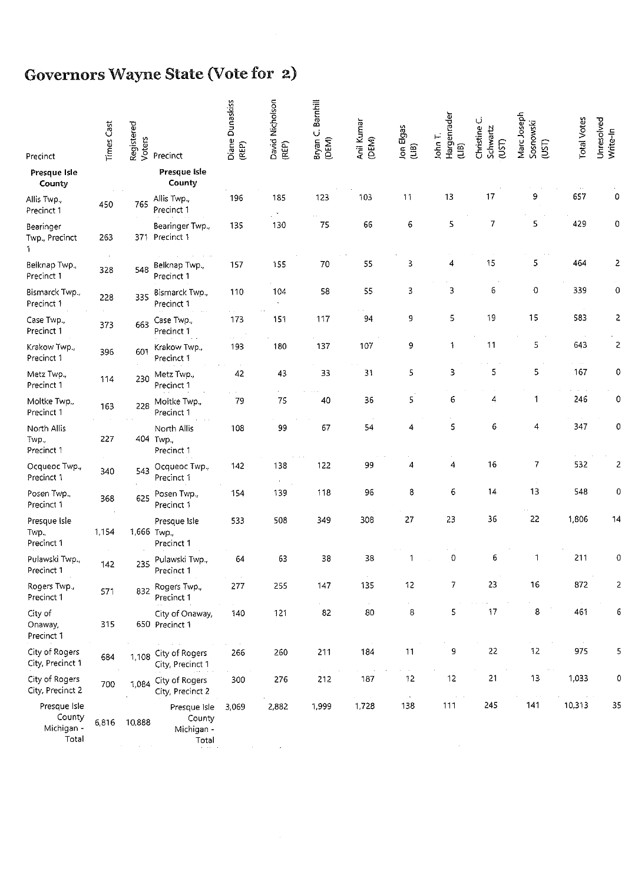# Governors Wayne State (Vote for 2)

| Precinct | Times Cast | Registered Voters | Precinct | Diane Dunaskiss (REP) | David Nicholson (REP) | Bryan C. Barnhill (DEM) | Anil Kumar (DEM) | Jon Elgas (LIB) | John T. Hargenrader (LIB) | Christine C. Schwartz (UST) | Marc Joseph Sosnowski (UST) | Total Votes | Unresolved Write-In |
|---|---|---|---|---|---|---|---|---|---|---|---|---|---|
| **Presque Isle County** | | | **Presque Isle County** | | | | | | | | | | |
| Allis Twp., Precinct 1 | 450 | 765 | Allis Twp., Precinct 1 | 196 | 185 | 123 | 103 | 11 | 13 | 17 | 9 | 657 | 0 |
| Bearinger Twp., Precinct 1 | 263 | 371 | Bearinger Twp., Precinct 1 | 135 | 130 | 75 | 66 | 6 | 5 | 7 | 5 | 429 | 0 |
| Belknap Twp., Precinct 1 | 328 | 548 | Belknap Twp., Precinct 1 | 157 | 155 | 70 | 55 | 3 | 4 | 15 | 5 | 464 | 2 |
| Bismarck Twp., Precinct 1 | 228 | 335 | Bismarck Twp., Precinct 1 | 110 | 104 | 58 | 55 | 3 | 3 | 6 | 0 | 339 | 0 |
| Case Twp., Precinct 1 | 373 | 663 | Case Twp., Precinct 1 | 173 | 151 | 117 | 94 | 9 | 5 | 19 | 15 | 583 | 2 |
| Krakow Twp., Precinct 1 | 396 | 601 | Krakow Twp., Precinct 1 | 193 | 180 | 137 | 107 | 9 | 1 | 11 | 5 | 643 | 2 |
| Metz Twp., Precinct 1 | 114 | 230 | Metz Twp., Precinct 1 | 42 | 43 | 33 | 31 | 5 | 3 | 5 | 5 | 167 | 0 |
| Moltke Twp., Precinct 1 | 163 | 228 | Moltke Twp., Precinct 1 | 79 | 75 | 40 | 36 | 5 | 6 | 4 | 1 | 246 | 0 |
| North Allis Twp., Precinct 1 | 227 | 404 | North Allis Twp., Precinct 1 | 108 | 99 | 67 | 54 | 4 | 5 | 6 | 4 | 347 | 0 |
| Ocqueoc Twp., Precinct 1 | 340 | 543 | Ocqueoc Twp., Precinct 1 | 142 | 138 | 122 | 99 | 4 | 4 | 16 | 7 | 532 | 2 |
| Posen Twp., Precinct 1 | 368 | 625 | Posen Twp., Precinct 1 | 154 | 139 | 118 | 96 | 8 | 6 | 14 | 13 | 548 | 0 |
| Presque Isle Twp., Precinct 1 | 1,154 | 1,666 | Presque Isle Twp., Precinct 1 | 533 | 508 | 349 | 308 | 27 | 23 | 36 | 22 | 1,806 | 14 |
| Pulawski Twp., Precinct 1 | 142 | 235 | Pulawski Twp., Precinct 1 | 64 | 63 | 38 | 38 | 1 | 0 | 6 | 1 | 211 | 0 |
| Rogers Twp., Precinct 1 | 571 | 832 | Rogers Twp., Precinct 1 | 277 | 255 | 147 | 135 | 12 | 7 | 23 | 16 | 872 | 2 |
| City of Onaway, Precinct 1 | 315 | 650 | City of Onaway, Precinct 1 | 140 | 121 | 82 | 80 | 8 | 5 | 17 | 8 | 461 | 6 |
| City of Rogers City, Precinct 1 | 684 | 1,108 | City of Rogers City, Precinct 1 | 266 | 260 | 211 | 184 | 11 | 9 | 22 | 12 | 975 | 5 |
| City of Rogers City, Precinct 2 | 700 | 1,084 | City of Rogers City, Precinct 2 | 300 | 276 | 212 | 187 | 12 | 12 | 21 | 13 | 1,033 | 0 |
| Presque Isle County Michigan - Total | 6,816 | 10,888 | Presque Isle County Michigan - Total | 3,069 | 2,882 | 1,999 | 1,728 | 138 | 111 | 245 | 141 | 10,313 | 35 |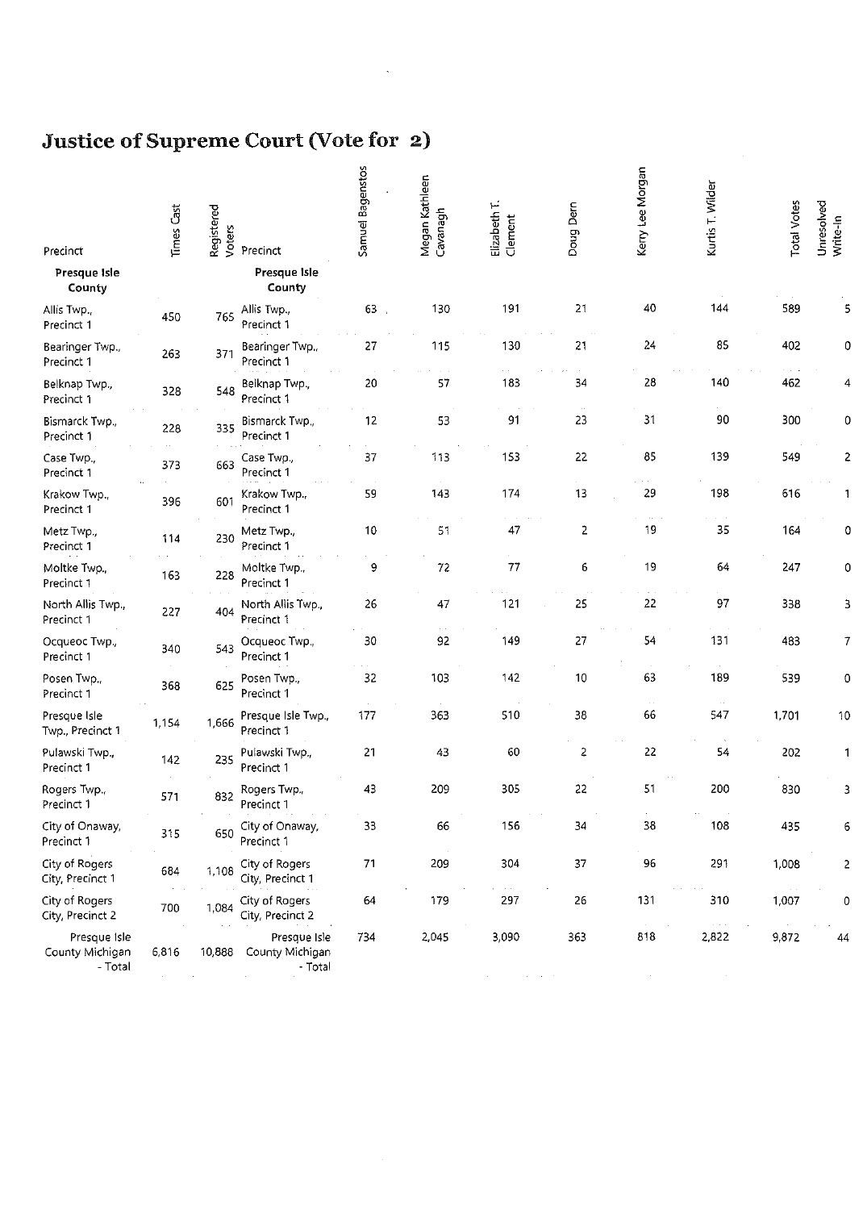# Justice of Supreme Court (Vote for 2)

| Precinct | Times Cast | Registered Voters | Precinct | Samuel Bagenstos | Megan Kathleen Cavanagh | Elizabeth T. Clement | Doug Dern | Kerry Lee Morgan | Kurtis T. Wilder | Total Votes | Unresolved Write-In |
|---|---|---|---|---|---|---|---|---|---|---|---|
| **Presque Isle County** | | | **Presque Isle County** | | | | | | | | |
| Allis Twp., Precinct 1 | 450 | 765 | Allis Twp., Precinct 1 | 63 | 130 | 191 | 21 | 40 | 144 | 589 | 5 |
| Bearinger Twp., Precinct 1 | 263 | 371 | Bearinger Twp., Precinct 1 | 27 | 115 | 130 | 21 | 24 | 85 | 402 | 0 |
| Belknap Twp., Precinct 1 | 328 | 548 | Belknap Twp., Precinct 1 | 20 | 57 | 183 | 34 | 28 | 140 | 462 | 4 |
| Bismarck Twp., Precinct 1 | 228 | 335 | Bismarck Twp., Precinct 1 | 12 | 53 | 91 | 23 | 31 | 90 | 300 | 0 |
| Case Twp., Precinct 1 | 373 | 663 | Case Twp., Precinct 1 | 37 | 113 | 153 | 22 | 85 | 139 | 549 | 2 |
| Krakow Twp., Precinct 1 | 396 | 601 | Krakow Twp., Precinct 1 | 59 | 143 | 174 | 13 | 29 | 198 | 616 | 1 |
| Metz Twp., Precinct 1 | 114 | 230 | Metz Twp., Precinct 1 | 10 | 51 | 47 | 2 | 19 | 35 | 164 | 0 |
| Moltke Twp., Precinct 1 | 163 | 228 | Moltke Twp., Precinct 1 | 9 | 72 | 77 | 6 | 19 | 64 | 247 | 0 |
| North Allis Twp., Precinct 1 | 227 | 404 | North Allis Twp., Precinct 1 | 26 | 47 | 121 | 25 | 22 | 97 | 338 | 3 |
| Ocqueoc Twp., Precinct 1 | 340 | 543 | Ocqueoc Twp., Precinct 1 | 30 | 92 | 149 | 27 | 54 | 131 | 483 | 7 |
| Posen Twp., Precinct 1 | 368 | 625 | Posen Twp., Precinct 1 | 32 | 103 | 142 | 10 | 63 | 189 | 539 | 0 |
| Presque Isle Twp., Precinct 1 | 1,154 | 1,666 | Presque Isle Twp., Precinct 1 | 177 | 363 | 510 | 38 | 66 | 547 | 1,701 | 10 |
| Pulawski Twp., Precinct 1 | 142 | 235 | Pulawski Twp., Precinct 1 | 21 | 43 | 60 | 2 | 22 | 54 | 202 | 1 |
| Rogers Twp., Precinct 1 | 571 | 832 | Rogers Twp., Precinct 1 | 43 | 209 | 305 | 22 | 51 | 200 | 830 | 3 |
| City of Onaway, Precinct 1 | 315 | 650 | City of Onaway, Precinct 1 | 33 | 66 | 156 | 34 | 38 | 108 | 435 | 6 |
| City of Rogers City, Precinct 1 | 684 | 1,108 | City of Rogers City, Precinct 1 | 71 | 209 | 304 | 37 | 96 | 291 | 1,008 | 2 |
| City of Rogers City, Precinct 2 | 700 | 1,084 | City of Rogers City, Precinct 2 | 64 | 179 | 297 | 26 | 131 | 310 | 1,007 | 0 |
| Presque Isle County Michigan - Total | 6,816 | 10,888 | Presque Isle County Michigan - Total | 734 | 2,045 | 3,090 | 363 | 818 | 2,822 | 9,872 | 44 |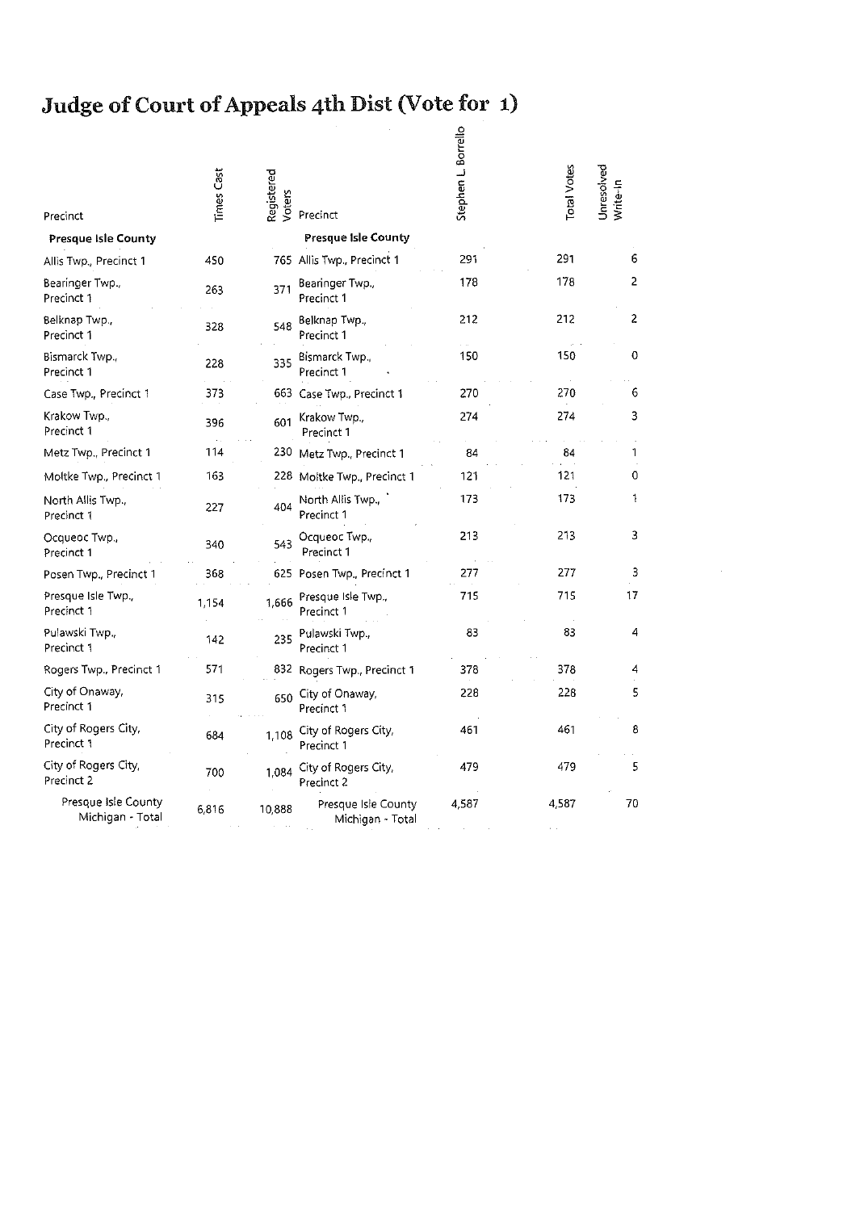# Judge of Court of Appeals 4th Dist (Vote for 1)

| Precinct | Times Cast | Registered Voters | Precinct | Stephen L. Borrello | Total Votes | Unresolved Write-In |
|---|---|---|---|---|---|---|
| **Presque Isle County** | | | **Presque Isle County** | | | |
| Allis Twp., Precinct 1 | 450 | 765 | Allis Twp., Precinct 1 | 291 | 291 | 6 |
| Bearinger Twp., Precinct 1 | 263 | 371 | Bearinger Twp., Precinct 1 | 178 | 178 | 2 |
| Belknap Twp., Precinct 1 | 328 | 548 | Belknap Twp., Precinct 1 | 212 | 212 | 2 |
| Bismarck Twp., Precinct 1 | 228 | 335 | Bismarck Twp., Precinct 1 | 150 | 150 | 0 |
| Case Twp., Precinct 1 | 373 | 663 | Case Twp., Precinct 1 | 270 | 270 | 6 |
| Krakow Twp., Precinct 1 | 396 | 601 | Krakow Twp., Precinct 1 | 274 | 274 | 3 |
| Metz Twp., Precinct 1 | 114 | 230 | Metz Twp., Precinct 1 | 84 | 84 | 1 |
| Moltke Twp., Precinct 1 | 163 | 228 | Moltke Twp., Precinct 1 | 121 | 121 | 0 |
| North Allis Twp., Precinct 1 | 227 | 404 | North Allis Twp., Precinct 1 | 173 | 173 | 1 |
| Ocqueoc Twp., Precinct 1 | 340 | 543 | Ocqueoc Twp., Precinct 1 | 213 | 213 | 3 |
| Posen Twp., Precinct 1 | 368 | 625 | Posen Twp., Precinct 1 | 277 | 277 | 3 |
| Presque Isle Twp., Precinct 1 | 1,154 | 1,666 | Presque Isle Twp., Precinct 1 | 715 | 715 | 17 |
| Pulawski Twp., Precinct 1 | 142 | 235 | Pulawski Twp., Precinct 1 | 83 | 83 | 4 |
| Rogers Twp., Precinct 1 | 571 | 832 | Rogers Twp., Precinct 1 | 378 | 378 | 4 |
| City of Onaway, Precinct 1 | 315 | 650 | City of Onaway, Precinct 1 | 228 | 228 | 5 |
| City of Rogers City, Precinct 1 | 684 | 1,108 | City of Rogers City, Precinct 1 | 461 | 461 | 8 |
| City of Rogers City, Precinct 2 | 700 | 1,084 | City of Rogers City, Precinct 2 | 479 | 479 | 5 |
| Presque Isle County Michigan - Total | 6,816 | 10,888 | Presque Isle County Michigan - Total | 4,587 | 4,587 | 70 |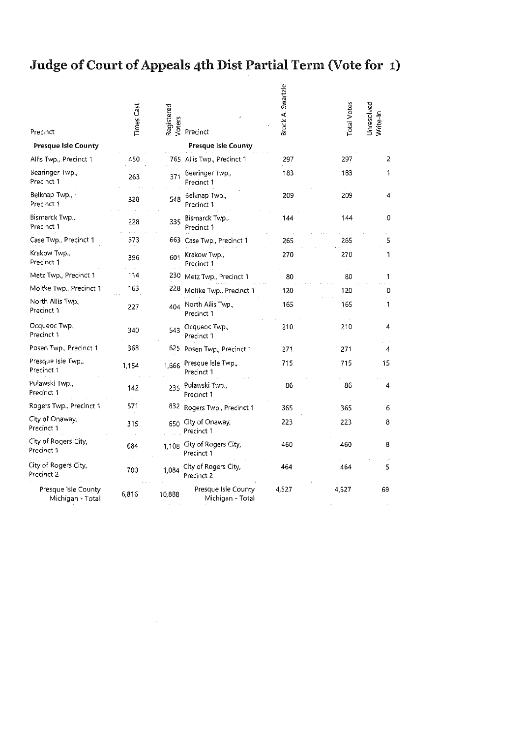# Judge of Court of Appeals 4th Dist Partial Term (Vote for 1)

| Precinct | Times Cast | Registered Voters | Precinct | Brock A. Swartzle | Total Votes | Unresolved Write-In |
|---|---|---|---|---|---|---|
| **Presque Isle County** | | | **Presque Isle County** | | | |
| Allis Twp., Precinct 1 | 450 | 765 | Allis Twp., Precinct 1 | 297 | 297 | 2 |
| Bearinger Twp., Precinct 1 | 263 | 371 | Bearinger Twp., Precinct 1 | 183 | 183 | 1 |
| Belknap Twp., Precinct 1 | 328 | 548 | Belknap Twp., Precinct 1 | 209 | 209 | 4 |
| Bismarck Twp., Precinct 1 | 228 | 335 | Bismarck Twp., Precinct 1 | 144 | 144 | 0 |
| Case Twp., Precinct 1 | 373 | 663 | Case Twp., Precinct 1 | 265 | 265 | 5 |
| Krakow Twp., Precinct 1 | 396 | 601 | Krakow Twp., Precinct 1 | 270 | 270 | 1 |
| Metz Twp., Precinct 1 | 114 | 230 | Metz Twp., Precinct 1 | 80 | 80 | 1 |
| Moltke Twp., Precinct 1 | 163 | 228 | Moltke Twp., Precinct 1 | 120 | 120 | 0 |
| North Allis Twp., Precinct 1 | 227 | 404 | North Allis Twp., Precinct 1 | 165 | 165 | 1 |
| Ocqueoc Twp., Precinct 1 | 340 | 543 | Ocqueoc Twp., Precinct 1 | 210 | 210 | 4 |
| Posen Twp., Precinct 1 | 368 | 625 | Posen Twp., Precinct 1 | 271 | 271 | 4 |
| Presque Isle Twp., Precinct 1 | 1,154 | 1,666 | Presque Isle Twp., Precinct 1 | 715 | 715 | 15 |
| Pulawski Twp., Precinct 1 | 142 | 235 | Pulawski Twp., Precinct 1 | 86 | 86 | 4 |
| Rogers Twp., Precinct 1 | 571 | 832 | Rogers Twp., Precinct 1 | 365 | 365 | 6 |
| City of Onaway, Precinct 1 | 315 | 650 | City of Onaway, Precinct 1 | 223 | 223 | 8 |
| City of Rogers City, Precinct 1 | 684 | 1,108 | City of Rogers City, Precinct 1 | 460 | 460 | 8 |
| City of Rogers City, Precinct 2 | 700 | 1,084 | City of Rogers City, Precinct 2 | 464 | 464 | 5 |
| Presque Isle County Michigan - Total | 6,816 | 10,888 | Presque Isle County Michigan - Total | 4,527 | 4,527 | 69 |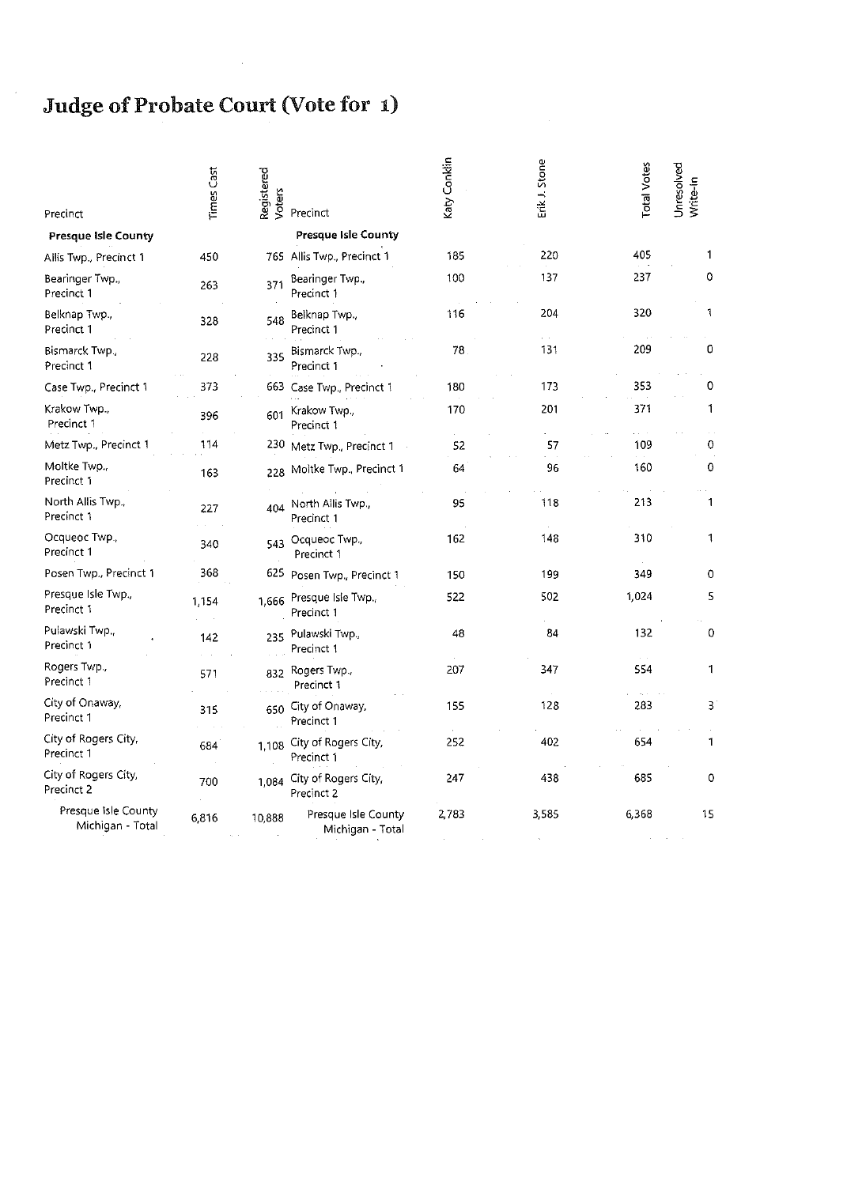# Judge of Probate Court (Vote for 1)

| Precinct | Times Cast | Registered Voters | Precinct | Katy Conklin | Erik J. Stone | Total Votes | Unresolved Write-In |
|---|---|---|---|---|---|---|---|
| **Presque Isle County** | | | **Presque Isle County** | | | | |
| Allis Twp., Precinct 1 | 450 | 765 | Allis Twp., Precinct 1 | 185 | 220 | 405 | 1 |
| Bearinger Twp., Precinct 1 | 263 | 371 | Bearinger Twp., Precinct 1 | 100 | 137 | 237 | 0 |
| Belknap Twp., Precinct 1 | 328 | 548 | Belknap Twp., Precinct 1 | 116 | 204 | 320 | 1 |
| Bismarck Twp., Precinct 1 | 228 | 335 | Bismarck Twp., Precinct 1 | 78 | 131 | 209 | 0 |
| Case Twp., Precinct 1 | 373 | 663 | Case Twp., Precinct 1 | 180 | 173 | 353 | 0 |
| Krakow Twp., Precinct 1 | 396 | 601 | Krakow Twp., Precinct 1 | 170 | 201 | 371 | 1 |
| Metz Twp., Precinct 1 | 114 | 230 | Metz Twp., Precinct 1 | 52 | 57 | 109 | 0 |
| Moltke Twp., Precinct 1 | 163 | 228 | Moltke Twp., Precinct 1 | 64 | 96 | 160 | 0 |
| North Allis Twp., Precinct 1 | 227 | 404 | North Allis Twp., Precinct 1 | 95 | 118 | 213 | 1 |
| Ocqueoc Twp., Precinct 1 | 340 | 543 | Ocqueoc Twp., Precinct 1 | 162 | 148 | 310 | 1 |
| Posen Twp., Precinct 1 | 368 | 625 | Posen Twp., Precinct 1 | 150 | 199 | 349 | 0 |
| Presque Isle Twp., Precinct 1 | 1,154 | 1,666 | Presque Isle Twp., Precinct 1 | 522 | 502 | 1,024 | 5 |
| Pulawski Twp., Precinct 1 | 142 | 235 | Pulawski Twp., Precinct 1 | 48 | 84 | 132 | 0 |
| Rogers Twp., Precinct 1 | 571 | 832 | Rogers Twp., Precinct 1 | 207 | 347 | 554 | 1 |
| City of Onaway, Precinct 1 | 315 | 650 | City of Onaway, Precinct 1 | 155 | 128 | 283 | 3 |
| City of Rogers City, Precinct 1 | 684 | 1,108 | City of Rogers City, Precinct 1 | 252 | 402 | 654 | 1 |
| City of Rogers City, Precinct 2 | 700 | 1,084 | City of Rogers City, Precinct 2 | 247 | 438 | 685 | 0 |
| Presque Isle County Michigan - Total | 6,816 | 10,888 | Presque Isle County Michigan - Total | 2,783 | 3,585 | 6,368 | 15 |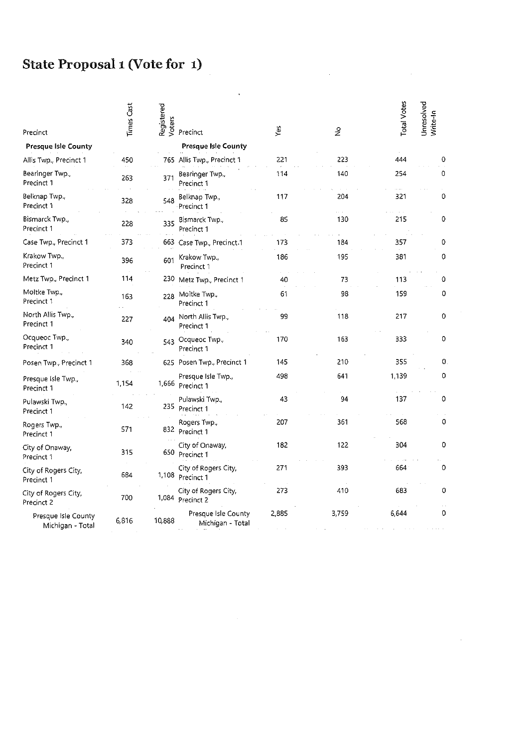# State Proposal 1 (Vote for 1)

| Precinct | Times Cast | Registered Voters | Precinct | Yes | No | Total Votes | Unresolved Write-In |
|---|---|---|---|---|---|---|---|
| **Presque Isle County** | | | **Presque Isle County** | | | | |
| Allis Twp., Precinct 1 | 450 | 765 | Allis Twp., Precinct 1 | 221 | 223 | 444 | 0 |
| Bearinger Twp., Precinct 1 | 263 | 371 | Bearinger Twp., Precinct 1 | 114 | 140 | 254 | 0 |
| Belknap Twp., Precinct 1 | 328 | 548 | Belknap Twp., Precinct 1 | 117 | 204 | 321 | 0 |
| Bismarck Twp., Precinct 1 | 228 | 335 | Bismarck Twp., Precinct 1 | 85 | 130 | 215 | 0 |
| Case Twp., Precinct 1 | 373 | 663 | Case Twp., Precinct 1 | 173 | 184 | 357 | 0 |
| Krakow Twp., Precinct 1 | 396 | 601 | Krakow Twp., Precinct 1 | 186 | 195 | 381 | 0 |
| Metz Twp., Precinct 1 | 114 | 230 | Metz Twp., Precinct 1 | 40 | 73 | 113 | 0 |
| Moltke Twp., Precinct 1 | 163 | 228 | Moltke Twp., Precinct 1 | 61 | 98 | 159 | 0 |
| North Allis Twp., Precinct 1 | 227 | 404 | North Allis Twp., Precinct 1 | 99 | 118 | 217 | 0 |
| Ocqueoc Twp., Precinct 1 | 340 | 543 | Ocqueoc Twp., Precinct 1 | 170 | 163 | 333 | 0 |
| Posen Twp., Precinct 1 | 368 | 625 | Posen Twp., Precinct 1 | 145 | 210 | 355 | 0 |
| Presque Isle Twp., Precinct 1 | 1,154 | 1,666 | Presque Isle Twp., Precinct 1 | 498 | 641 | 1,139 | 0 |
| Pulawski Twp., Precinct 1 | 142 | 235 | Pulawski Twp., Precinct 1 | 43 | 94 | 137 | 0 |
| Rogers Twp., Precinct 1 | 571 | 832 | Rogers Twp., Precinct 1 | 207 | 361 | 568 | 0 |
| City of Onaway, Precinct 1 | 315 | 650 | City of Onaway, Precinct 1 | 182 | 122 | 304 | 0 |
| City of Rogers City, Precinct 1 | 684 | 1,108 | City of Rogers City, Precinct 1 | 271 | 393 | 664 | 0 |
| City of Rogers City, Precinct 2 | 700 | 1,084 | City of Rogers City, Precinct 2 | 273 | 410 | 683 | 0 |
| Presque Isle County Michigan - Total | 6,816 | 10,888 | Presque Isle County Michigan - Total | 2,885 | 3,759 | 6,644 | 0 |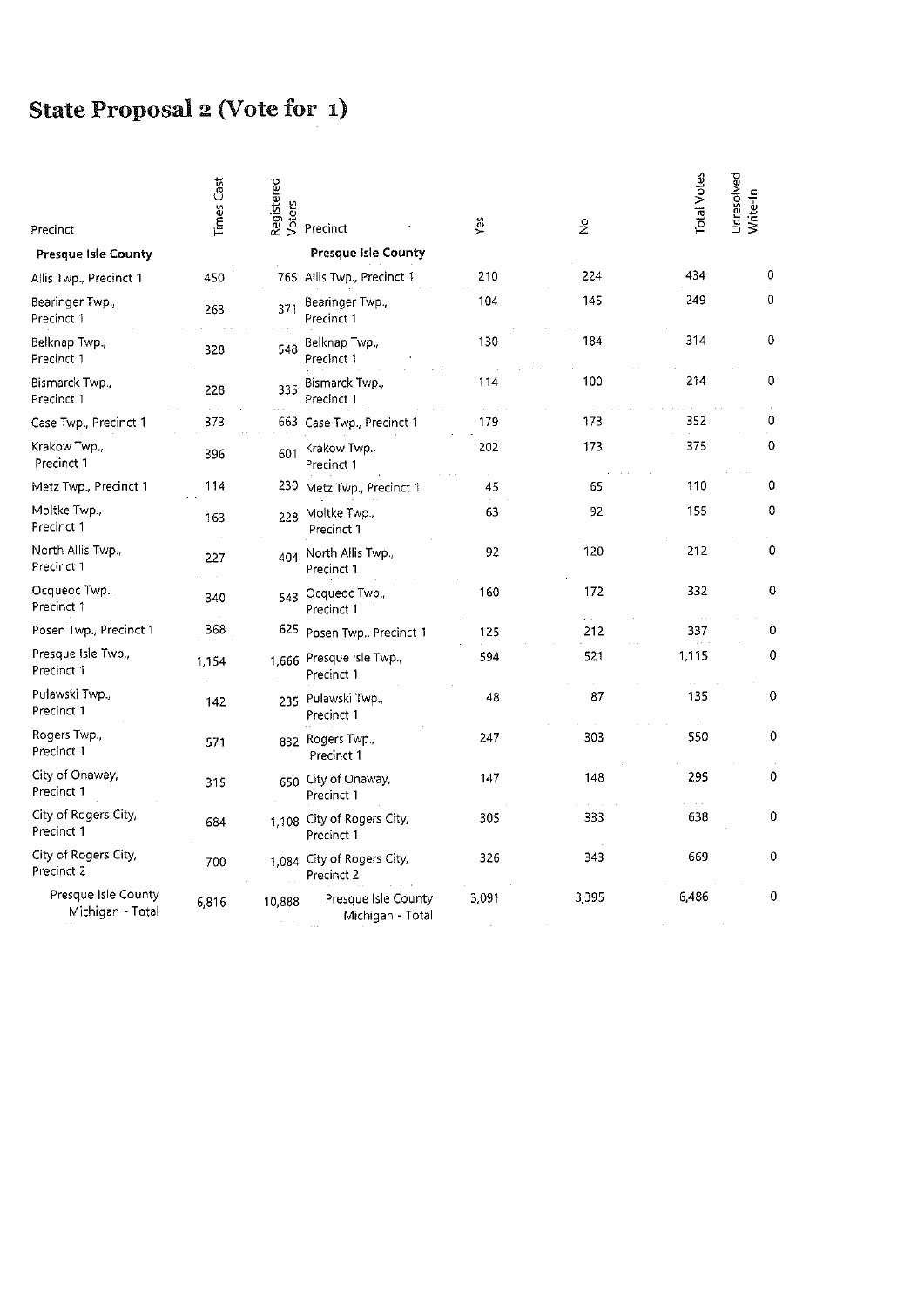# State Proposal 2 (Vote for 1)

| Precinct | Times Cast | Registered Voters | Precinct | Yes | No | Total Votes | Unresolved Write-In |
|---|---|---|---|---|---|---|---|
| **Presque Isle County** | | | **Presque Isle County** | | | | |
| Allis Twp., Precinct 1 | 450 | 765 | Allis Twp., Precinct 1 | 210 | 224 | 434 | 0 |
| Bearinger Twp., Precinct 1 | 263 | 371 | Bearinger Twp., Precinct 1 | 104 | 145 | 249 | 0 |
| Belknap Twp., Precinct 1 | 328 | 548 | Belknap Twp., Precinct 1 | 130 | 184 | 314 | 0 |
| Bismarck Twp., Precinct 1 | 228 | 335 | Bismarck Twp., Precinct 1 | 114 | 100 | 214 | 0 |
| Case Twp., Precinct 1 | 373 | 663 | Case Twp., Precinct 1 | 179 | 173 | 352 | 0 |
| Krakow Twp., Precinct 1 | 396 | 601 | Krakow Twp., Precinct 1 | 202 | 173 | 375 | 0 |
| Metz Twp., Precinct 1 | 114 | 230 | Metz Twp., Precinct 1 | 45 | 65 | 110 | 0 |
| Moltke Twp., Precinct 1 | 163 | 228 | Moltke Twp., Precinct 1 | 63 | 92 | 155 | 0 |
| North Allis Twp., Precinct 1 | 227 | 404 | North Allis Twp., Precinct 1 | 92 | 120 | 212 | 0 |
| Ocqueoc Twp., Precinct 1 | 340 | 543 | Ocqueoc Twp., Precinct 1 | 160 | 172 | 332 | 0 |
| Posen Twp., Precinct 1 | 368 | 625 | Posen Twp., Precinct 1 | 125 | 212 | 337 | 0 |
| Presque Isle Twp., Precinct 1 | 1,154 | 1,666 | Presque Isle Twp., Precinct 1 | 594 | 521 | 1,115 | 0 |
| Pulawski Twp., Precinct 1 | 142 | 235 | Pulawski Twp., Precinct 1 | 48 | 87 | 135 | 0 |
| Rogers Twp., Precinct 1 | 571 | 832 | Rogers Twp., Precinct 1 | 247 | 303 | 550 | 0 |
| City of Onaway, Precinct 1 | 315 | 650 | City of Onaway, Precinct 1 | 147 | 148 | 295 | 0 |
| City of Rogers City, Precinct 1 | 684 | 1,108 | City of Rogers City, Precinct 1 | 305 | 333 | 638 | 0 |
| City of Rogers City, Precinct 2 | 700 | 1,084 | City of Rogers City, Precinct 2 | 326 | 343 | 669 | 0 |
| Presque Isle County Michigan - Total | 6,816 | 10,888 | Presque Isle County Michigan - Total | 3,091 | 3,395 | 6,486 | 0 |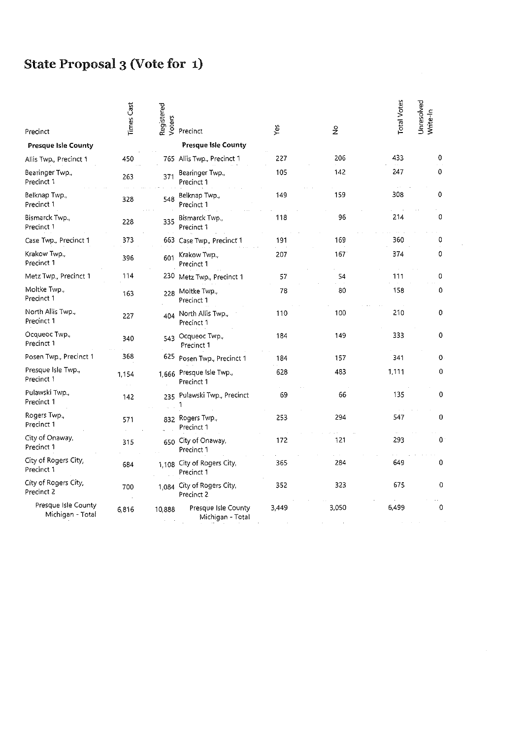# State Proposal 3 (Vote for 1)

| Precinct | Times Cast | Registered Voters | Precinct | Yes | No | Total Votes | Unresolved Write-In |
|---|---|---|---|---|---|---|---|
| **Presque Isle County** | | | **Presque Isle County** | | | | |
| Allis Twp., Precinct 1 | 450 | 765 | Allis Twp., Precinct 1 | 227 | 206 | 433 | 0 |
| Bearinger Twp., Precinct 1 | 263 | 371 | Bearinger Twp., Precinct 1 | 105 | 142 | 247 | 0 |
| Belknap Twp., Precinct 1 | 328 | 548 | Belknap Twp., Precinct 1 | 149 | 159 | 308 | 0 |
| Bismarck Twp., Precinct 1 | 228 | 335 | Bismarck Twp., Precinct 1 | 118 | 96 | 214 | 0 |
| Case Twp., Precinct 1 | 373 | 663 | Case Twp., Precinct 1 | 191 | 169 | 360 | 0 |
| Krakow Twp., Precinct 1 | 396 | 601 | Krakow Twp., Precinct 1 | 207 | 167 | 374 | 0 |
| Metz Twp., Precinct 1 | 114 | 230 | Metz Twp., Precinct 1 | 57 | 54 | 111 | 0 |
| Moltke Twp., Precinct 1 | 163 | 228 | Moltke Twp., Precinct 1 | 78 | 80 | 158 | 0 |
| North Allis Twp., Precinct 1 | 227 | 404 | North Allis Twp., Precinct 1 | 110 | 100 | 210 | 0 |
| Ocqueoc Twp., Precinct 1 | 340 | 543 | Ocqueoc Twp., Precinct 1 | 184 | 149 | 333 | 0 |
| Posen Twp., Precinct 1 | 368 | 625 | Posen Twp., Precinct 1 | 184 | 157 | 341 | 0 |
| Presque Isle Twp., Precinct 1 | 1,154 | 1,666 | Presque Isle Twp., Precinct 1 | 628 | 483 | 1,111 | 0 |
| Pulawski Twp., Precinct 1 | 142 | 235 | Pulawski Twp., Precinct 1 | 69 | 66 | 135 | 0 |
| Rogers Twp., Precinct 1 | 571 | 832 | Rogers Twp., Precinct 1 | 253 | 294 | 547 | 0 |
| City of Onaway, Precinct 1 | 315 | 650 | City of Onaway, Precinct 1 | 172 | 121 | 293 | 0 |
| City of Rogers City, Precinct 1 | 684 | 1,108 | City of Rogers City, Precinct 1 | 365 | 284 | 649 | 0 |
| City of Rogers City, Precinct 2 | 700 | 1,084 | City of Rogers City, Precinct 2 | 352 | 323 | 675 | 0 |
| Presque Isle County Michigan - Total | 6,816 | 10,888 | Presque Isle County Michigan - Total | 3,449 | 3,050 | 6,499 | 0 |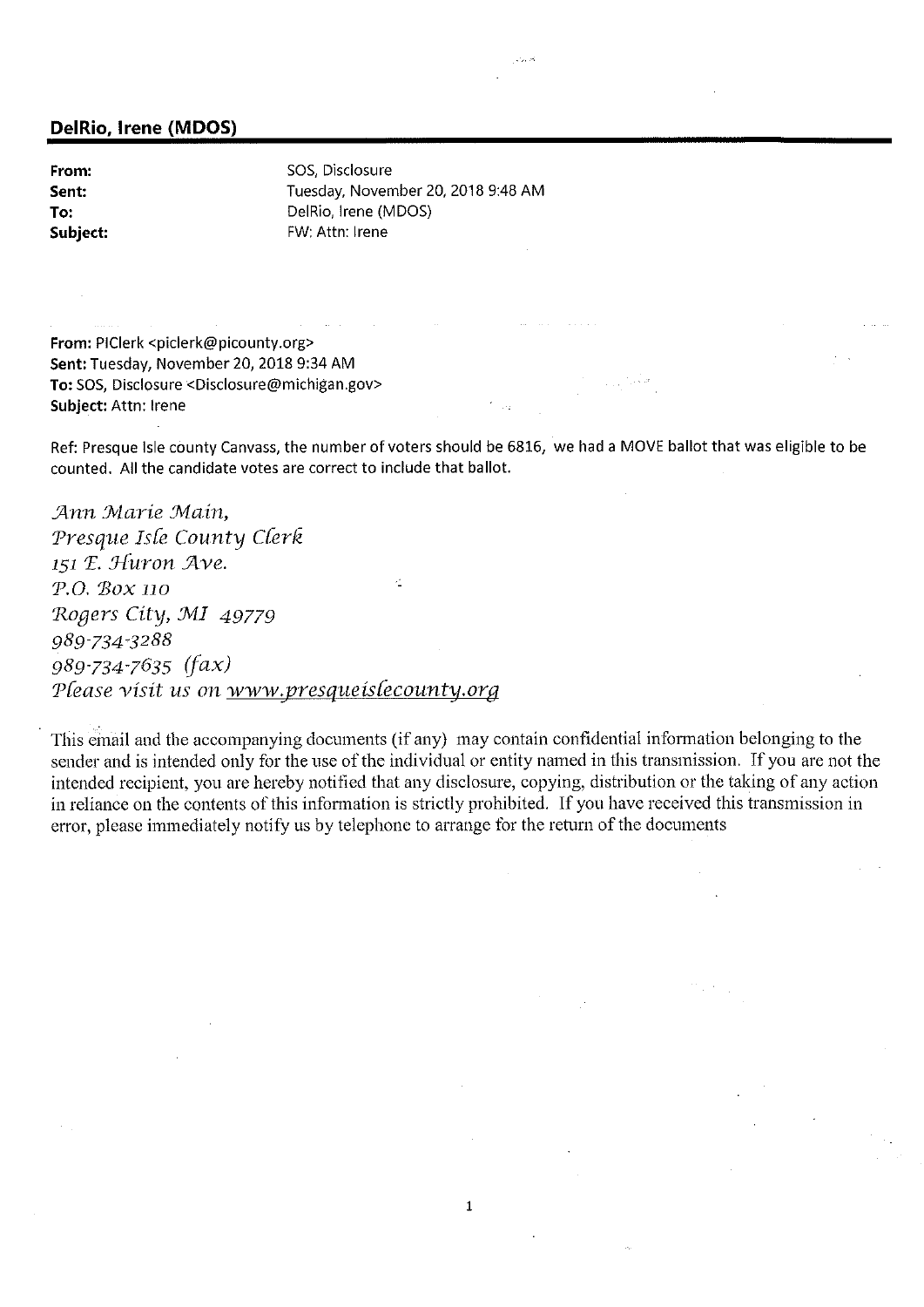**DelRio, Irene (MDOS)**

| | |
|---|---|
| **From:** | SOS, Disclosure |
| **Sent:** | Tuesday, November 20, 2018 9:48 AM |
| **To:** | DelRio, Irene (MDOS) |
| **Subject:** | FW: Attn: Irene |

**From:** PIClerk <piclerk@picounty.org>
**Sent:** Tuesday, November 20, 2018 9:34 AM
**To:** SOS, Disclosure <Disclosure@michigan.gov>
**Subject:** Attn: Irene

Ref: Presque Isle county Canvass, the number of voters should be 6816, we had a MOVE ballot that was eligible to be counted. All the candidate votes are correct to include that ballot.

*Ann Marie Main,*
*Presque Isle County Clerk*
*151 E. Huron Ave.*
*P.O. Box 110*
*Rogers City, MI 49779*
*989-734-3288*
*989-734-7635 (fax)*
*Please visit us on www.presqueislecounty.org*

This email and the accompanying documents (if any) may contain confidential information belonging to the sender and is intended only for the use of the individual or entity named in this transmission. If you are not the intended recipient, you are hereby notified that any disclosure, copying, distribution or the taking of any action in reliance on the contents of this information is strictly prohibited. If you have received this transmission in error, please immediately notify us by telephone to arrange for the return of the documents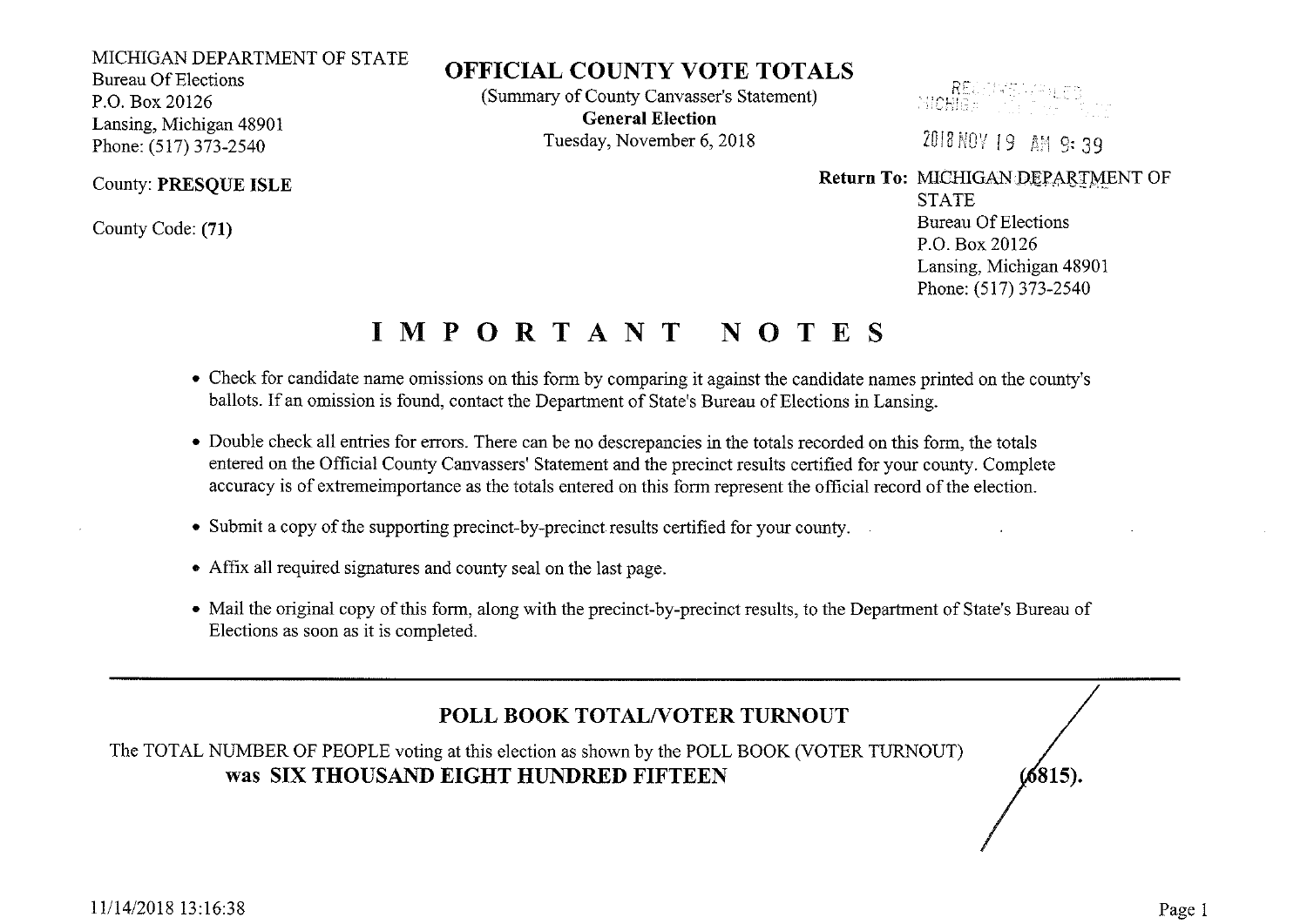MICHIGAN DEPARTMENT OF STATE
Bureau Of Elections
P.O. Box 20126
Lansing, Michigan 48901
Phone: (517) 373-2540

# OFFICIAL COUNTY VOTE TOTALS

(Summary of County Canvasser's Statement)
**General Election**
Tuesday, November 6, 2018

RECEIVED/FILED
MICHIGAN
2018 NOV 19 AM 9:39

County: **PRESQUE ISLE**

County Code: **(71)**

**Return To:** MICHIGAN DEPARTMENT OF STATE
Bureau Of Elections
P.O. Box 20126
Lansing, Michigan 48901
Phone: (517) 373-2540

## IMPORTANT NOTES

- Check for candidate name omissions on this form by comparing it against the candidate names printed on the county's ballots. If an omission is found, contact the Department of State's Bureau of Elections in Lansing.
- Double check all entries for errors. There can be no descrepancies in the totals recorded on this form, the totals entered on the Official County Canvassers' Statement and the precinct results certified for your county. Complete accuracy is of extremeimportance as the totals entered on this form represent the official record of the election.
- Submit a copy of the supporting precinct-by-precinct results certified for your county.
- Affix all required signatures and county seal on the last page.
- Mail the original copy of this form, along with the precinct-by-precinct results, to the Department of State's Bureau of Elections as soon as it is completed.

---

## POLL BOOK TOTAL/VOTER TURNOUT

The TOTAL NUMBER OF PEOPLE voting at this election as shown by the POLL BOOK (VOTER TURNOUT)
**was SIX THOUSAND EIGHT HUNDRED FIFTEEN** **(6815).**

11/14/2018 13:16:38